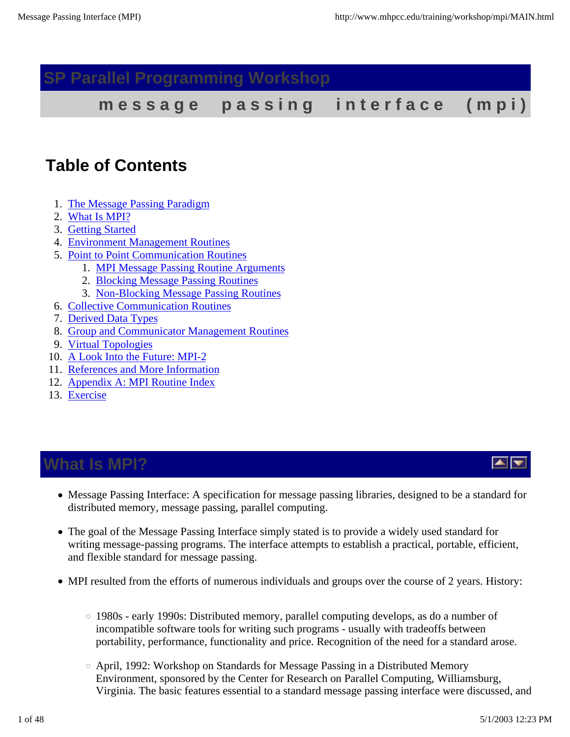# SP Parallel Programming Workshop

## message passing interface (mpi)

## Table of Contents

1. The Message Passing Paradigm
2. What Is MPI?
3. Getting Started
4. Environment Management Routines
5. Point to Point Communication Routines
    1. MPI Message Passing Routine Arguments
    2. Blocking Message Passing Routines
    3. Non-Blocking Message Passing Routines
6. Collective Communication Routines
7. Derived Data Types
8. Group and Communicator Management Routines
9. Virtual Topologies
10. A Look Into the Future: MPI-2
11. References and More Information
12. Appendix A: MPI Routine Index
13. Exercise

## What Is MPI?

- Message Passing Interface: A specification for message passing libraries, designed to be a standard for distributed memory, message passing, parallel computing.

- The goal of the Message Passing Interface simply stated is to provide a widely used standard for writing message-passing programs. The interface attempts to establish a practical, portable, efficient, and flexible standard for message passing.

- MPI resulted from the efforts of numerous individuals and groups over the course of 2 years. History:

    - 1980s - early 1990s: Distributed memory, parallel computing develops, as do a number of incompatible software tools for writing such programs - usually with tradeoffs between portability, performance, functionality and price. Recognition of the need for a standard arose.

    - April, 1992: Workshop on Standards for Message Passing in a Distributed Memory Environment, sponsored by the Center for Research on Parallel Computing, Williamsburg, Virginia. The basic features essential to a standard message passing interface were discussed, and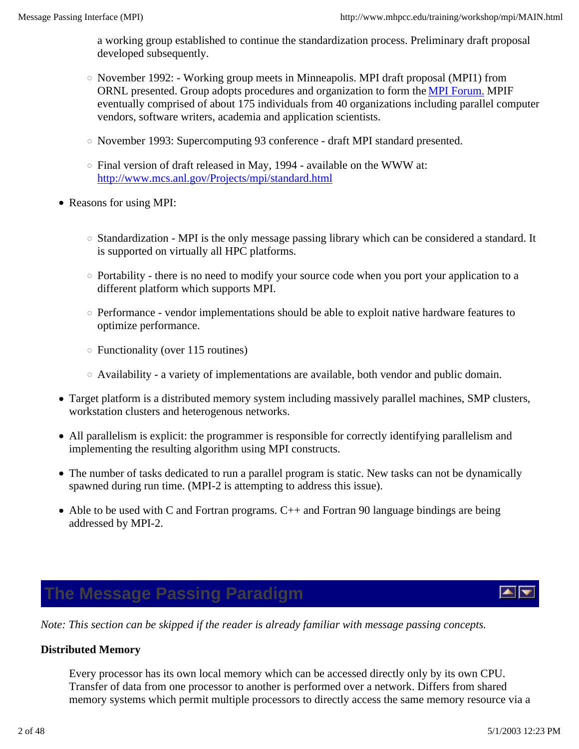a working group established to continue the standardization process. Preliminary draft proposal developed subsequently.

   - November 1992: - Working group meets in Minneapolis. MPI draft proposal (MPI1) from ORNL presented. Group adopts procedures and organization to form the [MPI Forum.](#) MPIF eventually comprised of about 175 individuals from 40 organizations including parallel computer vendors, software writers, academia and application scientists.

   - November 1993: Supercomputing 93 conference - draft MPI standard presented.

   - Final version of draft released in May, 1994 - available on the WWW at: [http://www.mcs.anl.gov/Projects/mpi/standard.html](http://www.mcs.anl.gov/Projects/mpi/standard.html)

- Reasons for using MPI:

   - Standardization - MPI is the only message passing library which can be considered a standard. It is supported on virtually all HPC platforms.

   - Portability - there is no need to modify your source code when you port your application to a different platform which supports MPI.

   - Performance - vendor implementations should be able to exploit native hardware features to optimize performance.

   - Functionality (over 115 routines)

   - Availability - a variety of implementations are available, both vendor and public domain.

- Target platform is a distributed memory system including massively parallel machines, SMP clusters, workstation clusters and heterogenous networks.

- All parallelism is explicit: the programmer is responsible for correctly identifying parallelism and implementing the resulting algorithm using MPI constructs.

- The number of tasks dedicated to run a parallel program is static. New tasks can not be dynamically spawned during run time. (MPI-2 is attempting to address this issue).

- Able to be used with C and Fortran programs. C++ and Fortran 90 language bindings are being addressed by MPI-2.

## The Message Passing Paradigm

*Note: This section can be skipped if the reader is already familiar with message passing concepts.*

**Distributed Memory**

Every processor has its own local memory which can be accessed directly only by its own CPU. Transfer of data from one processor to another is performed over a network. Differs from shared memory systems which permit multiple processors to directly access the same memory resource via a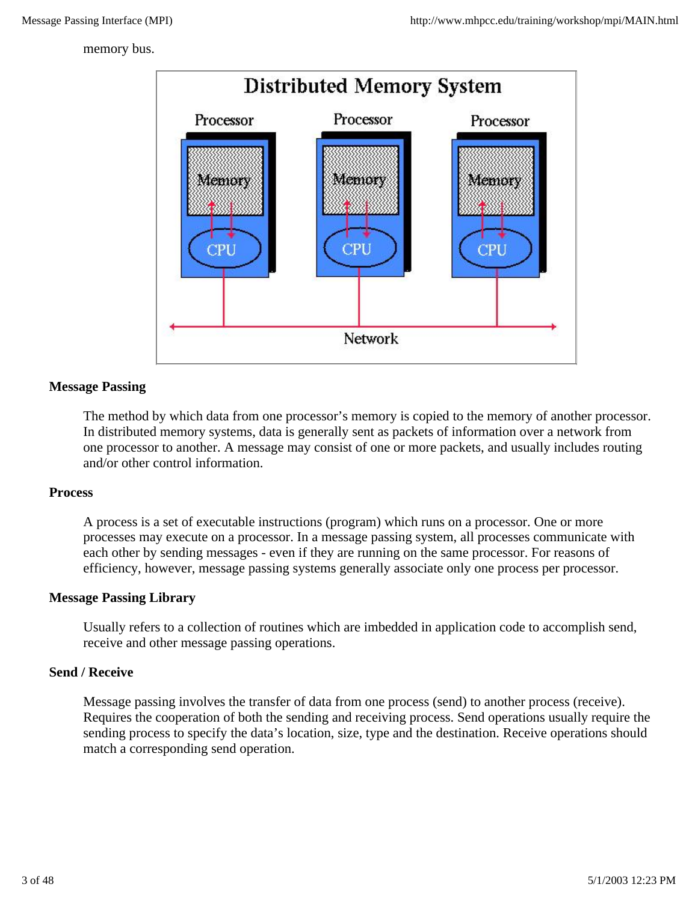memory bus.

### Message Passing

The method by which data from one processor's memory is copied to the memory of another processor. In distributed memory systems, data is generally sent as packets of information over a network from one processor to another. A message may consist of one or more packets, and usually includes routing and/or other control information.

### Process

A process is a set of executable instructions (program) which runs on a processor. One or more processes may execute on a processor. In a message passing system, all processes communicate with each other by sending messages - even if they are running on the same processor. For reasons of efficiency, however, message passing systems generally associate only one process per processor.

### Message Passing Library

Usually refers to a collection of routines which are imbedded in application code to accomplish send, receive and other message passing operations.

### Send / Receive

Message passing involves the transfer of data from one process (send) to another process (receive). Requires the cooperation of both the sending and receiving process. Send operations usually require the sending process to specify the data's location, size, type and the destination. Receive operations should match a corresponding send operation.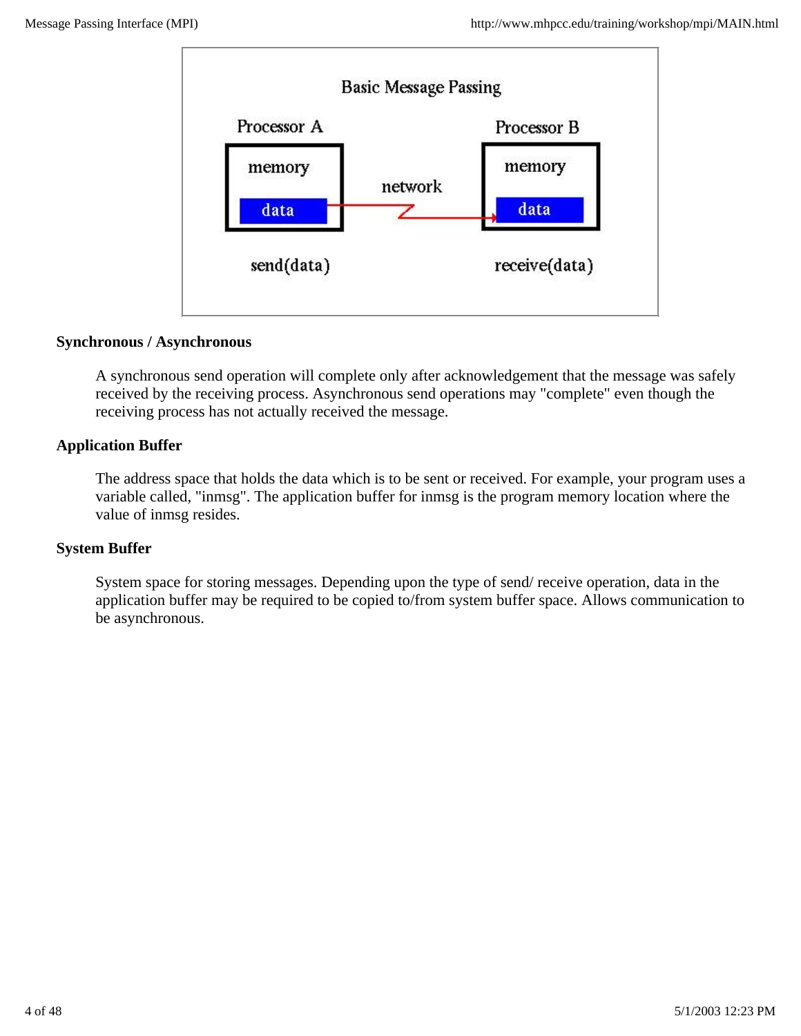**Synchronous / Asynchronous**

A synchronous send operation will complete only after acknowledgement that the message was safely received by the receiving process. Asynchronous send operations may "complete" even though the receiving process has not actually received the message.

**Application Buffer**

The address space that holds the data which is to be sent or received. For example, your program uses a variable called, "inmsg". The application buffer for inmsg is the program memory location where the value of inmsg resides.

**System Buffer**

System space for storing messages. Depending upon the type of send/ receive operation, data in the application buffer may be required to be copied to/from system buffer space. Allows communication to be asynchronous.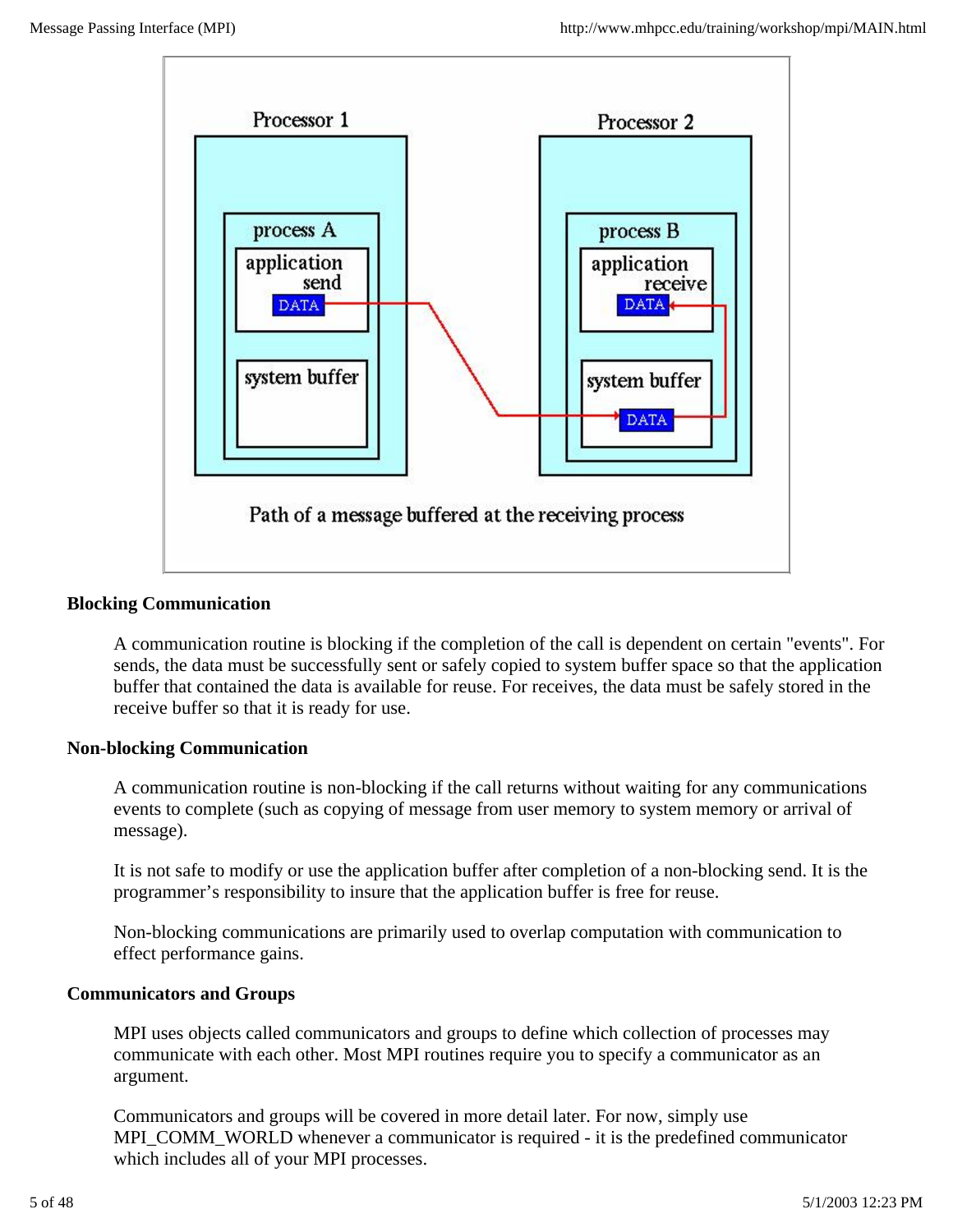Path of a message buffered at the receiving process

## Blocking Communication

A communication routine is blocking if the completion of the call is dependent on certain "events". For sends, the data must be successfully sent or safely copied to system buffer space so that the application buffer that contained the data is available for reuse. For receives, the data must be safely stored in the receive buffer so that it is ready for use.

## Non-blocking Communication

A communication routine is non-blocking if the call returns without waiting for any communications events to complete (such as copying of message from user memory to system memory or arrival of message).

It is not safe to modify or use the application buffer after completion of a non-blocking send. It is the programmer's responsibility to insure that the application buffer is free for reuse.

Non-blocking communications are primarily used to overlap computation with communication to effect performance gains.

## Communicators and Groups

MPI uses objects called communicators and groups to define which collection of processes may communicate with each other. Most MPI routines require you to specify a communicator as an argument.

Communicators and groups will be covered in more detail later. For now, simply use MPI_COMM_WORLD whenever a communicator is required - it is the predefined communicator which includes all of your MPI processes.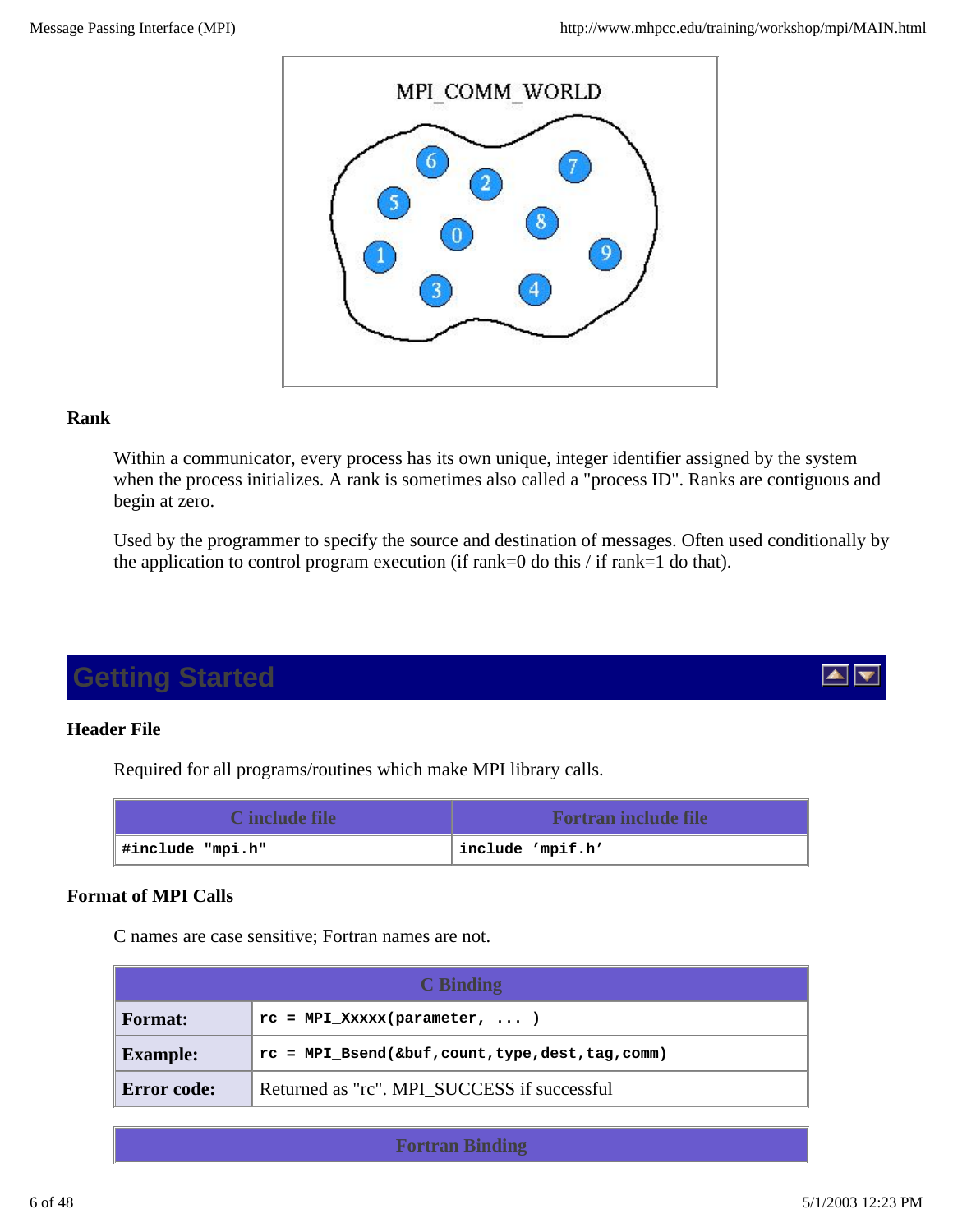MPI_COMM_WORLD

### Rank

Within a communicator, every process has its own unique, integer identifier assigned by the system when the process initializes. A rank is sometimes also called a "process ID". Ranks are contiguous and begin at zero.

Used by the programmer to specify the source and destination of messages. Often used conditionally by the application to control program execution (if rank=0 do this / if rank=1 do that).

## Getting Started

### Header File

Required for all programs/routines which make MPI library calls.

| C include file | Fortran include file |
|---|---|
| `#include "mpi.h"` | `include 'mpif.h'` |

### Format of MPI Calls

C names are case sensitive; Fortran names are not.

| C Binding | |
|---|---|
| **Format:** | `rc = MPI_Xxxxx(parameter, ... )` |
| **Example:** | `rc = MPI_Bsend(&buf,count,type,dest,tag,comm)` |
| **Error code:** | Returned as "rc". MPI_SUCCESS if successful |

| Fortran Binding |
|---|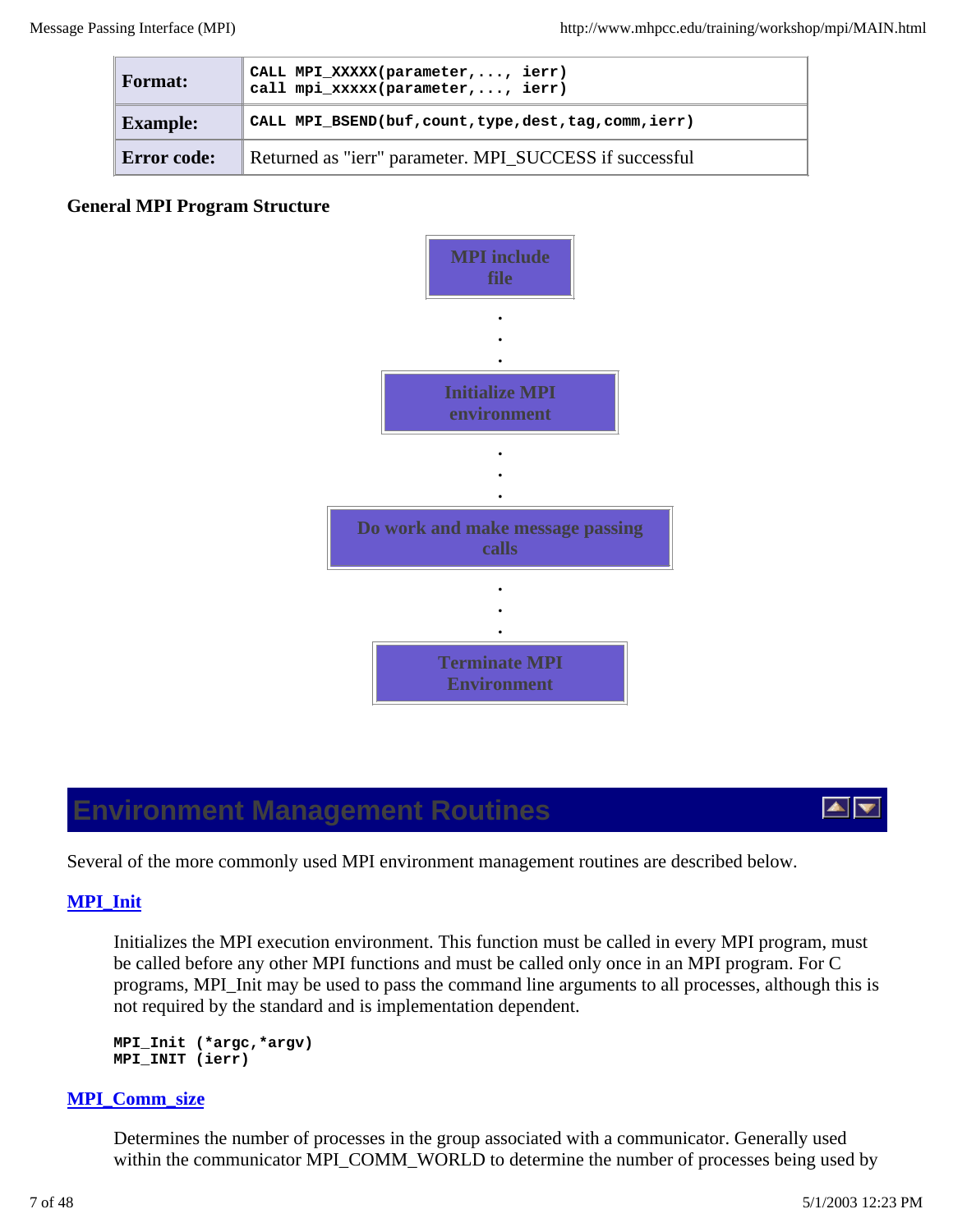| Format: | `CALL MPI_XXXXX(parameter,..., ierr)`<br>`call mpi_xxxxx(parameter,..., ierr)` |
| --- | --- |
| Example: | `CALL MPI_BSEND(buf,count,type,dest,tag,comm,ierr)` |
| Error code: | Returned as "ierr" parameter. MPI_SUCCESS if successful |

**General MPI Program Structure**

MPI include file

.
.
.

Initialize MPI environment

.
.
.

Do work and make message passing calls

.
.
.

Terminate MPI Environment

## Environment Management Routines

Several of the more commonly used MPI environment management routines are described below.

### MPI_Init

Initializes the MPI execution environment. This function must be called in every MPI program, must be called before any other MPI functions and must be called only once in an MPI program. For C programs, MPI_Init may be used to pass the command line arguments to all processes, although this is not required by the standard and is implementation dependent.

```
MPI_Init (*argc,*argv)
MPI_INIT (ierr)
```

### MPI_Comm_size

Determines the number of processes in the group associated with a communicator. Generally used within the communicator MPI_COMM_WORLD to determine the number of processes being used by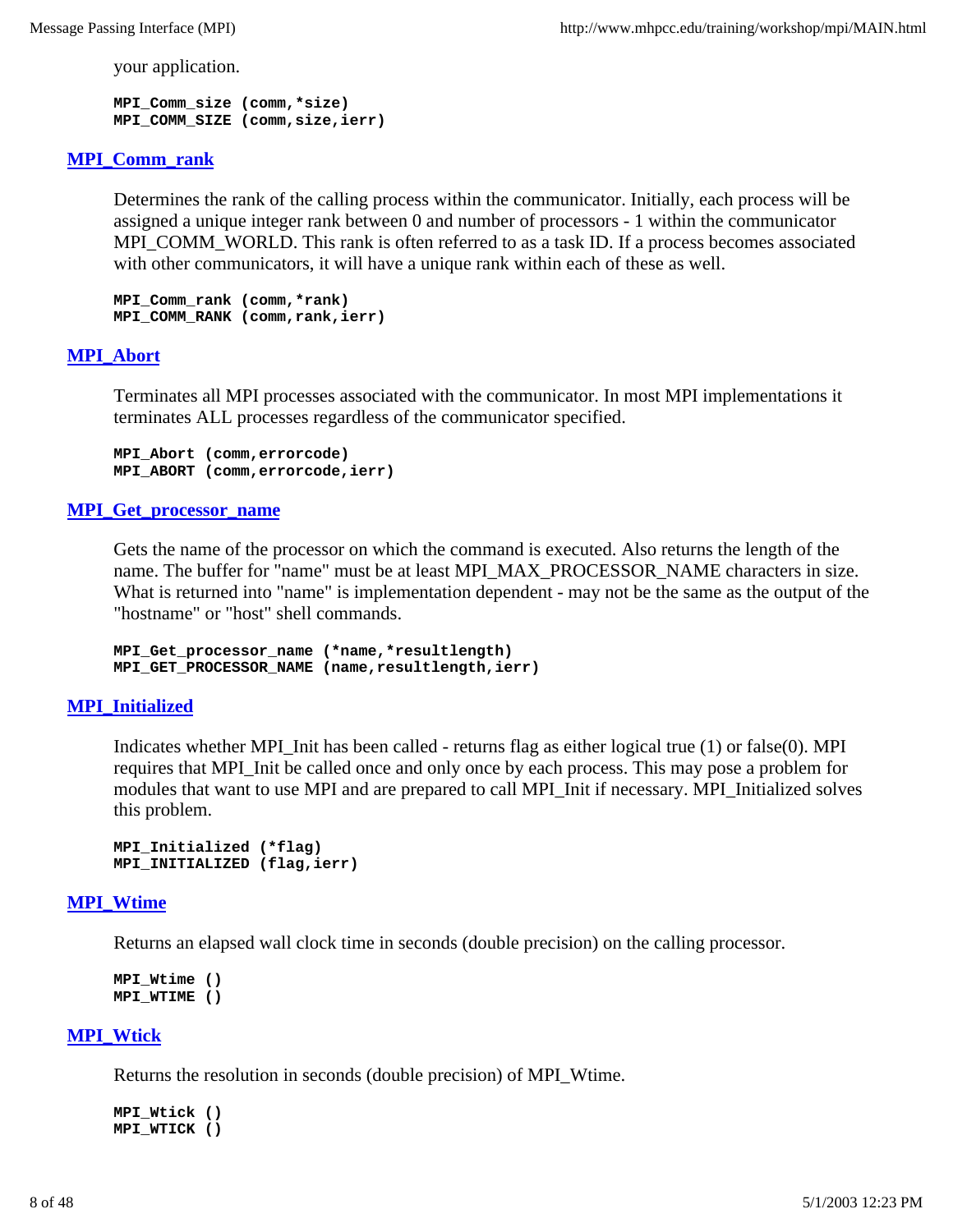your application.

```
MPI_Comm_size (comm,*size)
MPI_COMM_SIZE (comm,size,ierr)
```

### MPI_Comm_rank

Determines the rank of the calling process within the communicator. Initially, each process will be assigned a unique integer rank between 0 and number of processors - 1 within the communicator MPI_COMM_WORLD. This rank is often referred to as a task ID. If a process becomes associated with other communicators, it will have a unique rank within each of these as well.

```
MPI_Comm_rank (comm,*rank)
MPI_COMM_RANK (comm,rank,ierr)
```

### MPI_Abort

Terminates all MPI processes associated with the communicator. In most MPI implementations it terminates ALL processes regardless of the communicator specified.

```
MPI_Abort (comm,errorcode)
MPI_ABORT (comm,errorcode,ierr)
```

### MPI_Get_processor_name

Gets the name of the processor on which the command is executed. Also returns the length of the name. The buffer for "name" must be at least MPI_MAX_PROCESSOR_NAME characters in size. What is returned into "name" is implementation dependent - may not be the same as the output of the "hostname" or "host" shell commands.

```
MPI_Get_processor_name (*name,*resultlength)
MPI_GET_PROCESSOR_NAME (name,resultlength,ierr)
```

### MPI_Initialized

Indicates whether MPI_Init has been called - returns flag as either logical true (1) or false(0). MPI requires that MPI_Init be called once and only once by each process. This may pose a problem for modules that want to use MPI and are prepared to call MPI_Init if necessary. MPI_Initialized solves this problem.

```
MPI_Initialized (*flag)
MPI_INITIALIZED (flag,ierr)
```

### MPI_Wtime

Returns an elapsed wall clock time in seconds (double precision) on the calling processor.

```
MPI_Wtime ()
MPI_WTIME ()
```

### MPI_Wtick

Returns the resolution in seconds (double precision) of MPI_Wtime.

```
MPI_Wtick ()
MPI_WTICK ()
```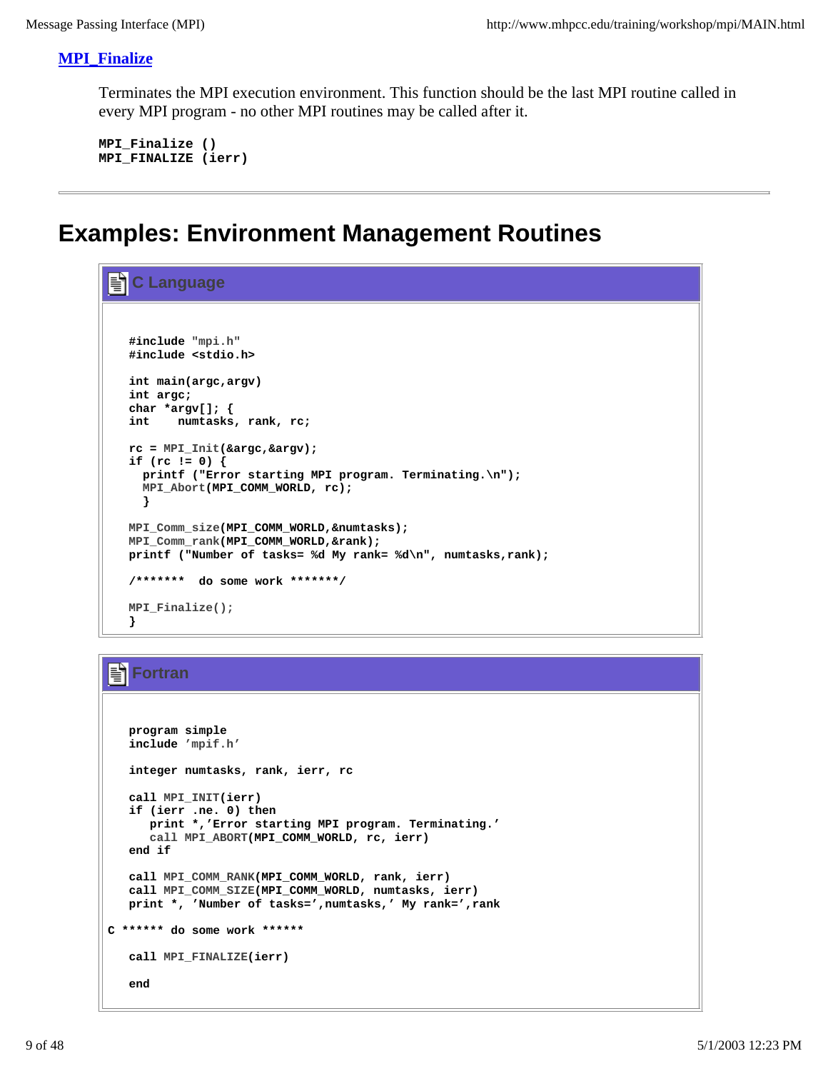### MPI_Finalize

Terminates the MPI execution environment. This function should be the last MPI routine called in every MPI program - no other MPI routines may be called after it.

```
MPI_Finalize ()
MPI_FINALIZE (ierr)
```

---

# Examples: Environment Management Routines

**C Language**

```c
#include "mpi.h"
#include <stdio.h>

int main(argc,argv)
int argc;
char *argv[]; {
int    numtasks, rank, rc;

rc = MPI_Init(&argc,&argv);
if (rc != 0) {
  printf ("Error starting MPI program. Terminating.\n");
  MPI_Abort(MPI_COMM_WORLD, rc);
  }

MPI_Comm_size(MPI_COMM_WORLD,&numtasks);
MPI_Comm_rank(MPI_COMM_WORLD,&rank);
printf ("Number of tasks= %d My rank= %d\n", numtasks,rank);

/*******  do some work *******/

MPI_Finalize();
}
```

**Fortran**

```fortran
   program simple
   include 'mpif.h'

   integer numtasks, rank, ierr, rc

   call MPI_INIT(ierr)
   if (ierr .ne. 0) then
      print *,'Error starting MPI program. Terminating.'
      call MPI_ABORT(MPI_COMM_WORLD, rc, ierr)
   end if

   call MPI_COMM_RANK(MPI_COMM_WORLD, rank, ierr)
   call MPI_COMM_SIZE(MPI_COMM_WORLD, numtasks, ierr)
   print *, 'Number of tasks=',numtasks,' My rank=',rank

C ****** do some work ******

   call MPI_FINALIZE(ierr)

   end
```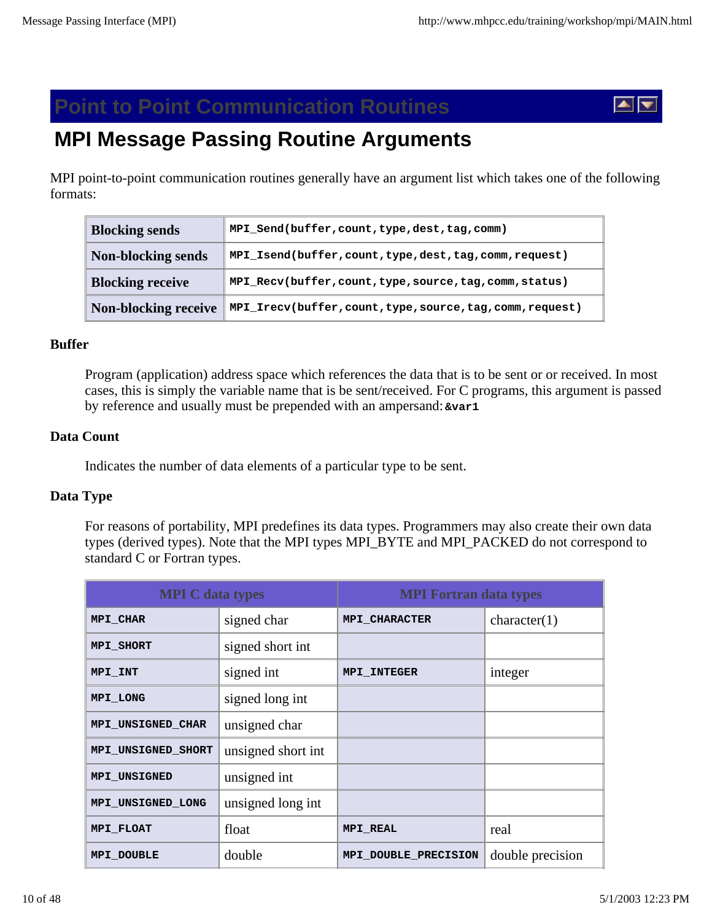# Point to Point Communication Routines

## MPI Message Passing Routine Arguments

MPI point-to-point communication routines generally have an argument list which takes one of the following formats:

| | |
|---|---|
| **Blocking sends** | `MPI_Send(buffer,count,type,dest,tag,comm)` |
| **Non-blocking sends** | `MPI_Isend(buffer,count,type,dest,tag,comm,request)` |
| **Blocking receive** | `MPI_Recv(buffer,count,type,source,tag,comm,status)` |
| **Non-blocking receive** | `MPI_Irecv(buffer,count,type,source,tag,comm,request)` |

**Buffer**

Program (application) address space which references the data that is to be sent or or received. In most cases, this is simply the variable name that is be sent/received. For C programs, this argument is passed by reference and usually must be prepended with an ampersand: **`&var1`**

**Data Count**

Indicates the number of data elements of a particular type to be sent.

**Data Type**

For reasons of portability, MPI predefines its data types. Programmers may also create their own data types (derived types). Note that the MPI types MPI_BYTE and MPI_PACKED do not correspond to standard C or Fortran types.

| MPI C data types | | MPI Fortran data types | |
|---|---|---|---|
| **MPI_CHAR** | signed char | **MPI_CHARACTER** | character(1) |
| **MPI_SHORT** | signed short int | | |
| **MPI_INT** | signed int | **MPI_INTEGER** | integer |
| **MPI_LONG** | signed long int | | |
| **MPI_UNSIGNED_CHAR** | unsigned char | | |
| **MPI_UNSIGNED_SHORT** | unsigned short int | | |
| **MPI_UNSIGNED** | unsigned int | | |
| **MPI_UNSIGNED_LONG** | unsigned long int | | |
| **MPI_FLOAT** | float | **MPI_REAL** | real |
| **MPI_DOUBLE** | double | **MPI_DOUBLE_PRECISION** | double precision |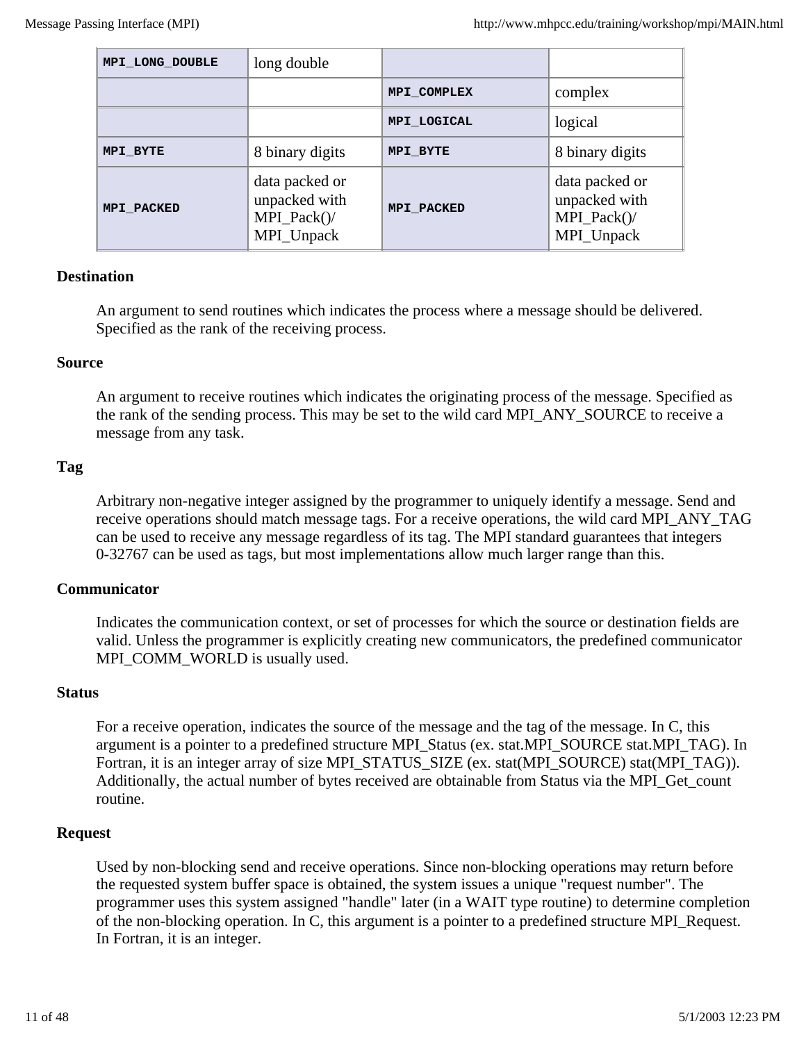| | | | |
|---|---|---|---|
| MPI_LONG_DOUBLE | long double | | |
| | | MPI_COMPLEX | complex |
| | | MPI_LOGICAL | logical |
| MPI_BYTE | 8 binary digits | MPI_BYTE | 8 binary digits |
| MPI_PACKED | data packed or unpacked with MPI_Pack()/ MPI_Unpack | MPI_PACKED | data packed or unpacked with MPI_Pack()/ MPI_Unpack |

**Destination**

An argument to send routines which indicates the process where a message should be delivered. Specified as the rank of the receiving process.

**Source**

An argument to receive routines which indicates the originating process of the message. Specified as the rank of the sending process. This may be set to the wild card MPI_ANY_SOURCE to receive a message from any task.

**Tag**

Arbitrary non-negative integer assigned by the programmer to uniquely identify a message. Send and receive operations should match message tags. For a receive operations, the wild card MPI_ANY_TAG can be used to receive any message regardless of its tag. The MPI standard guarantees that integers 0-32767 can be used as tags, but most implementations allow much larger range than this.

**Communicator**

Indicates the communication context, or set of processes for which the source or destination fields are valid. Unless the programmer is explicitly creating new communicators, the predefined communicator MPI_COMM_WORLD is usually used.

**Status**

For a receive operation, indicates the source of the message and the tag of the message. In C, this argument is a pointer to a predefined structure MPI_Status (ex. stat.MPI_SOURCE stat.MPI_TAG). In Fortran, it is an integer array of size MPI_STATUS_SIZE (ex. stat(MPI_SOURCE) stat(MPI_TAG)). Additionally, the actual number of bytes received are obtainable from Status via the MPI_Get_count routine.

**Request**

Used by non-blocking send and receive operations. Since non-blocking operations may return before the requested system buffer space is obtained, the system issues a unique "request number". The programmer uses this system assigned "handle" later (in a WAIT type routine) to determine completion of the non-blocking operation. In C, this argument is a pointer to a predefined structure MPI_Request. In Fortran, it is an integer.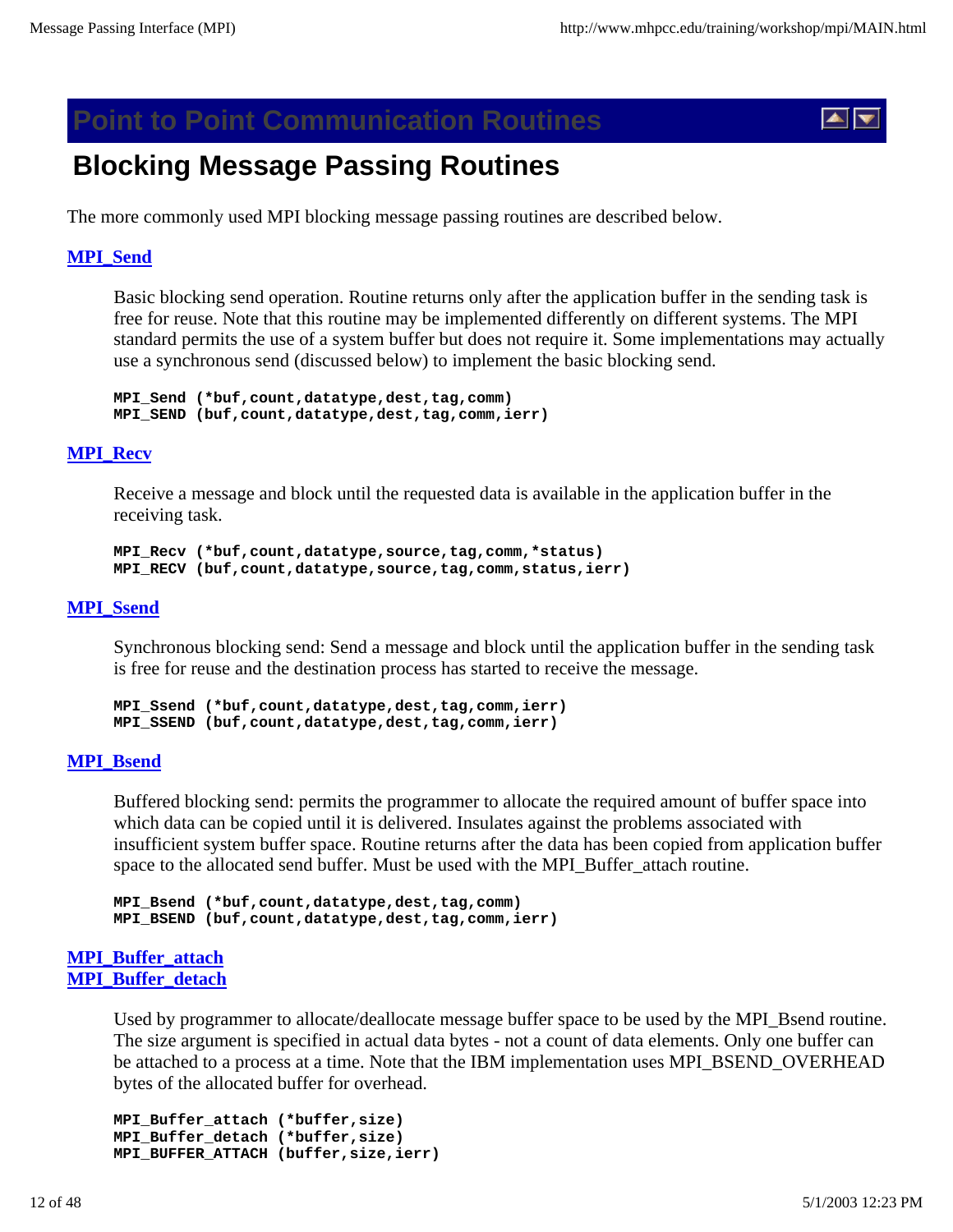# Point to Point Communication Routines

## Blocking Message Passing Routines

The more commonly used MPI blocking message passing routines are described below.

**MPI_Send**

Basic blocking send operation. Routine returns only after the application buffer in the sending task is free for reuse. Note that this routine may be implemented differently on different systems. The MPI standard permits the use of a system buffer but does not require it. Some implementations may actually use a synchronous send (discussed below) to implement the basic blocking send.

```
MPI_Send (*buf,count,datatype,dest,tag,comm)
MPI_SEND (buf,count,datatype,dest,tag,comm,ierr)
```

**MPI_Recv**

Receive a message and block until the requested data is available in the application buffer in the receiving task.

```
MPI_Recv (*buf,count,datatype,source,tag,comm,*status)
MPI_RECV (buf,count,datatype,source,tag,comm,status,ierr)
```

**MPI_Ssend**

Synchronous blocking send: Send a message and block until the application buffer in the sending task is free for reuse and the destination process has started to receive the message.

```
MPI_Ssend (*buf,count,datatype,dest,tag,comm,ierr)
MPI_SSEND (buf,count,datatype,dest,tag,comm,ierr)
```

**MPI_Bsend**

Buffered blocking send: permits the programmer to allocate the required amount of buffer space into which data can be copied until it is delivered. Insulates against the problems associated with insufficient system buffer space. Routine returns after the data has been copied from application buffer space to the allocated send buffer. Must be used with the MPI_Buffer_attach routine.

```
MPI_Bsend (*buf,count,datatype,dest,tag,comm)
MPI_BSEND (buf,count,datatype,dest,tag,comm,ierr)
```

**MPI_Buffer_attach**
**MPI_Buffer_detach**

Used by programmer to allocate/deallocate message buffer space to be used by the MPI_Bsend routine. The size argument is specified in actual data bytes - not a count of data elements. Only one buffer can be attached to a process at a time. Note that the IBM implementation uses MPI_BSEND_OVERHEAD bytes of the allocated buffer for overhead.

```
MPI_Buffer_attach (*buffer,size)
MPI_Buffer_detach (*buffer,size)
MPI_BUFFER_ATTACH (buffer,size,ierr)
```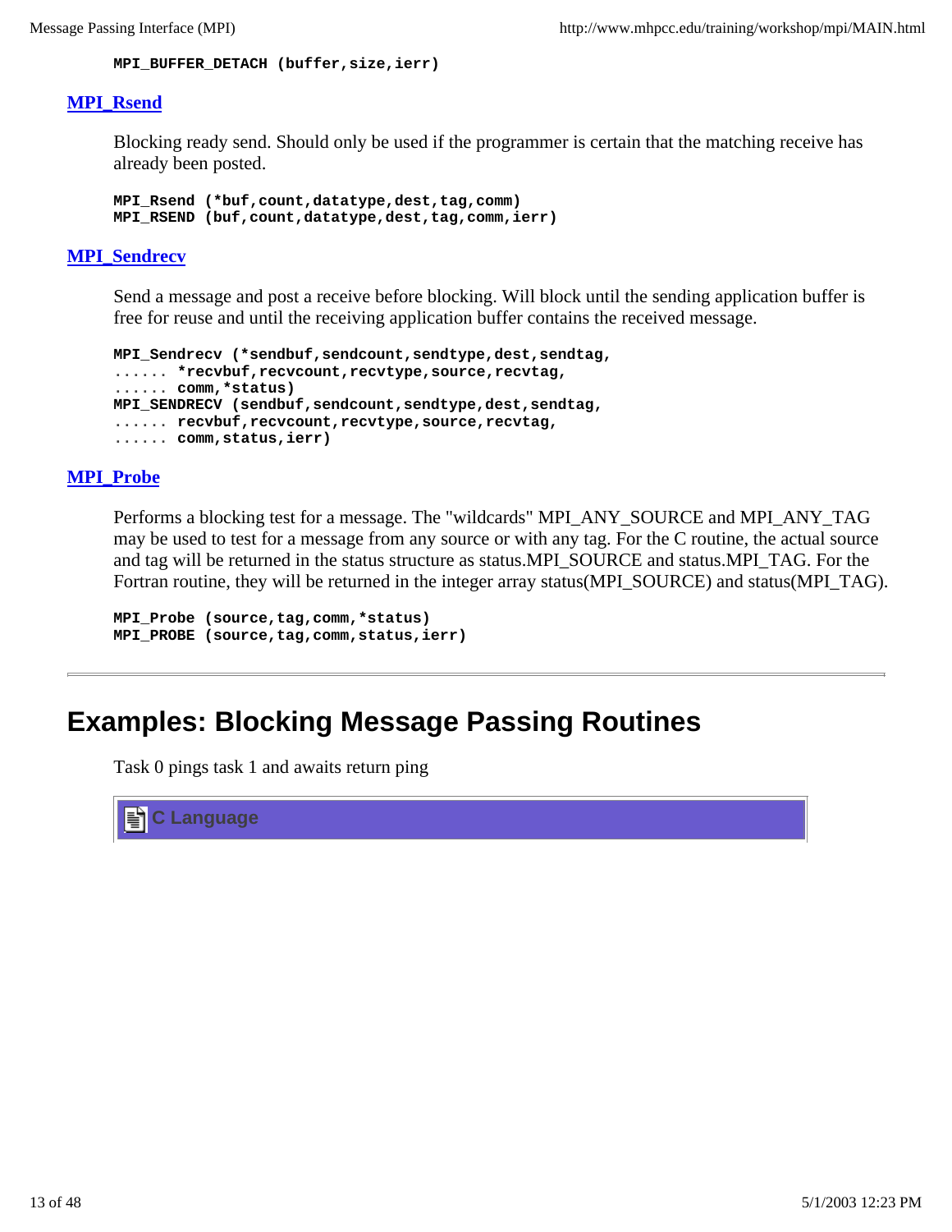```
MPI_BUFFER_DETACH (buffer,size,ierr)
```

### MPI_Rsend

Blocking ready send. Should only be used if the programmer is certain that the matching receive has already been posted.

```
MPI_Rsend (*buf,count,datatype,dest,tag,comm)
MPI_RSEND (buf,count,datatype,dest,tag,comm,ierr)
```

### MPI_Sendrecv

Send a message and post a receive before blocking. Will block until the sending application buffer is free for reuse and until the receiving application buffer contains the received message.

```
MPI_Sendrecv (*sendbuf,sendcount,sendtype,dest,sendtag,
...... *recvbuf,recvcount,recvtype,source,recvtag,
...... comm,*status)
MPI_SENDRECV (sendbuf,sendcount,sendtype,dest,sendtag,
...... recvbuf,recvcount,recvtype,source,recvtag,
...... comm,status,ierr)
```

### MPI_Probe

Performs a blocking test for a message. The "wildcards" MPI_ANY_SOURCE and MPI_ANY_TAG may be used to test for a message from any source or with any tag. For the C routine, the actual source and tag will be returned in the status structure as status.MPI_SOURCE and status.MPI_TAG. For the Fortran routine, they will be returned in the integer array status(MPI_SOURCE) and status(MPI_TAG).

```
MPI_Probe (source,tag,comm,*status)
MPI_PROBE (source,tag,comm,status,ierr)
```

---

## Examples: Blocking Message Passing Routines

Task 0 pings task 1 and awaits return ping

**C Language**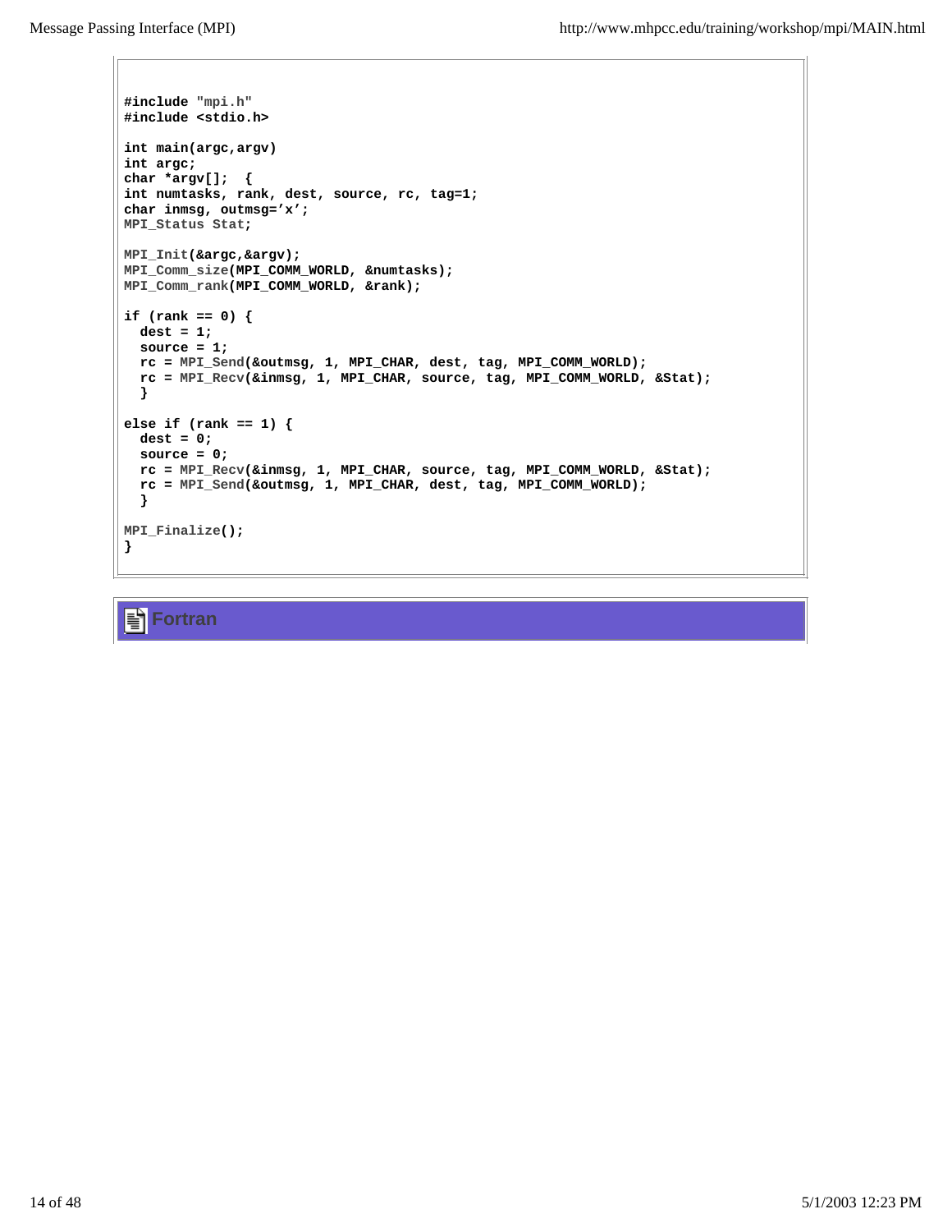```c
#include "mpi.h"
#include <stdio.h>

int main(argc,argv)
int argc;
char *argv[];  {
int numtasks, rank, dest, source, rc, tag=1;
char inmsg, outmsg='x';
MPI_Status Stat;

MPI_Init(&argc,&argv);
MPI_Comm_size(MPI_COMM_WORLD, &numtasks);
MPI_Comm_rank(MPI_COMM_WORLD, &rank);

if (rank == 0) {
  dest = 1;
  source = 1;
  rc = MPI_Send(&outmsg, 1, MPI_CHAR, dest, tag, MPI_COMM_WORLD);
  rc = MPI_Recv(&inmsg, 1, MPI_CHAR, source, tag, MPI_COMM_WORLD, &Stat);
  }

else if (rank == 1) {
  dest = 0;
  source = 0;
  rc = MPI_Recv(&inmsg, 1, MPI_CHAR, source, tag, MPI_COMM_WORLD, &Stat);
  rc = MPI_Send(&outmsg, 1, MPI_CHAR, dest, tag, MPI_COMM_WORLD);
  }

MPI_Finalize();
}
```

### Fortran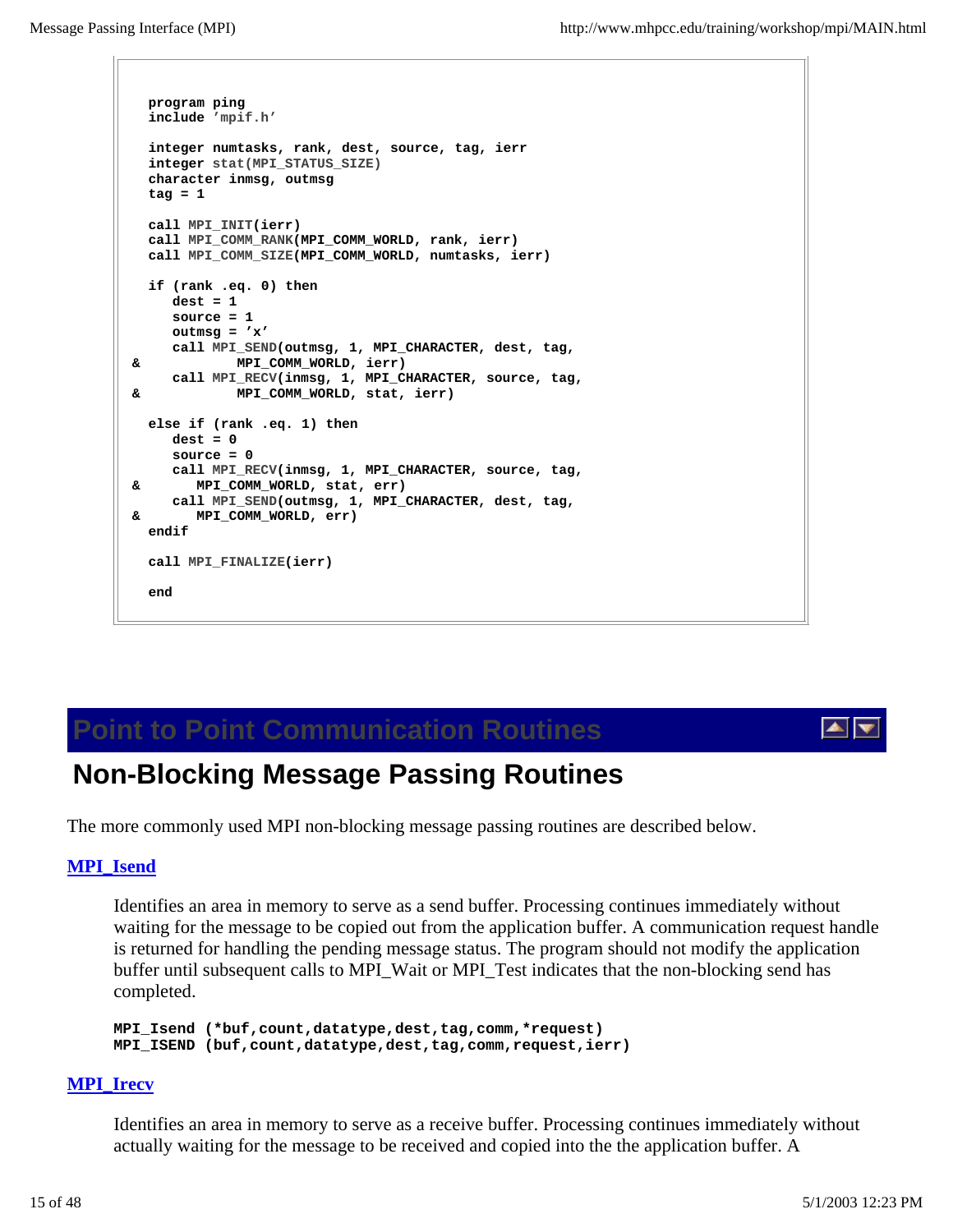```
   program ping
   include 'mpif.h'

   integer numtasks, rank, dest, source, tag, ierr
   integer stat(MPI_STATUS_SIZE)
   character inmsg, outmsg
   tag = 1

   call MPI_INIT(ierr)
   call MPI_COMM_RANK(MPI_COMM_WORLD, rank, ierr)
   call MPI_COMM_SIZE(MPI_COMM_WORLD, numtasks, ierr)

   if (rank .eq. 0) then
      dest = 1
      source = 1
      outmsg = 'x'
      call MPI_SEND(outmsg, 1, MPI_CHARACTER, dest, tag,
&             MPI_COMM_WORLD, ierr)
      call MPI_RECV(inmsg, 1, MPI_CHARACTER, source, tag,
&             MPI_COMM_WORLD, stat, ierr)

   else if (rank .eq. 1) then
      dest = 0
      source = 0
      call MPI_RECV(inmsg, 1, MPI_CHARACTER, source, tag,
&        MPI_COMM_WORLD, stat, err)
      call MPI_SEND(outmsg, 1, MPI_CHARACTER, dest, tag,
&        MPI_COMM_WORLD, err)
   endif

   call MPI_FINALIZE(ierr)

   end
```

# Point to Point Communication Routines

## Non-Blocking Message Passing Routines

The more commonly used MPI non-blocking message passing routines are described below.

**MPI_Isend**

Identifies an area in memory to serve as a send buffer. Processing continues immediately without waiting for the message to be copied out from the application buffer. A communication request handle is returned for handling the pending message status. The program should not modify the application buffer until subsequent calls to MPI_Wait or MPI_Test indicates that the non-blocking send has completed.

```
MPI_Isend (*buf,count,datatype,dest,tag,comm,*request)
MPI_ISEND (buf,count,datatype,dest,tag,comm,request,ierr)
```

**MPI_Irecv**

Identifies an area in memory to serve as a receive buffer. Processing continues immediately without actually waiting for the message to be received and copied into the the application buffer. A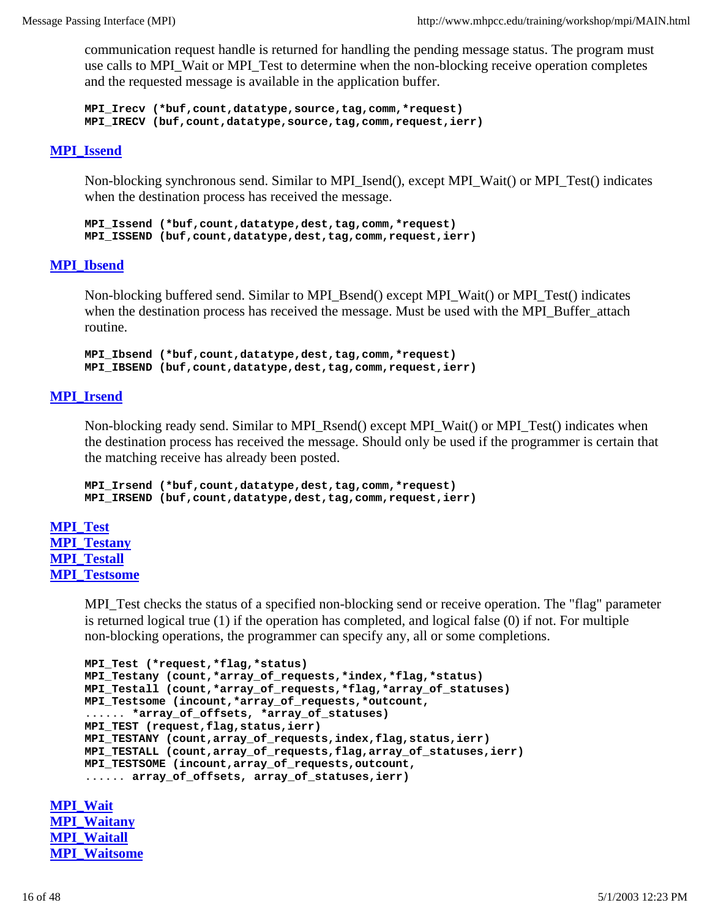communication request handle is returned for handling the pending message status. The program must use calls to MPI_Wait or MPI_Test to determine when the non-blocking receive operation completes and the requested message is available in the application buffer.

```
MPI_Irecv (*buf,count,datatype,source,tag,comm,*request)
MPI_IRECV (buf,count,datatype,source,tag,comm,request,ierr)
```

**MPI_Issend**

Non-blocking synchronous send. Similar to MPI_Isend(), except MPI_Wait() or MPI_Test() indicates when the destination process has received the message.

```
MPI_Issend (*buf,count,datatype,dest,tag,comm,*request)
MPI_ISSEND (buf,count,datatype,dest,tag,comm,request,ierr)
```

**MPI_Ibsend**

Non-blocking buffered send. Similar to MPI_Bsend() except MPI_Wait() or MPI_Test() indicates when the destination process has received the message. Must be used with the MPI_Buffer_attach routine.

```
MPI_Ibsend (*buf,count,datatype,dest,tag,comm,*request)
MPI_IBSEND (buf,count,datatype,dest,tag,comm,request,ierr)
```

**MPI_Irsend**

Non-blocking ready send. Similar to MPI_Rsend() except MPI_Wait() or MPI_Test() indicates when the destination process has received the message. Should only be used if the programmer is certain that the matching receive has already been posted.

```
MPI_Irsend (*buf,count,datatype,dest,tag,comm,*request)
MPI_IRSEND (buf,count,datatype,dest,tag,comm,request,ierr)
```

**MPI_Test**
**MPI_Testany**
**MPI_Testall**
**MPI_Testsome**

MPI_Test checks the status of a specified non-blocking send or receive operation. The "flag" parameter is returned logical true (1) if the operation has completed, and logical false (0) if not. For multiple non-blocking operations, the programmer can specify any, all or some completions.

```
MPI_Test (*request,*flag,*status)
MPI_Testany (count,*array_of_requests,*index,*flag,*status)
MPI_Testall (count,*array_of_requests,*flag,*array_of_statuses)
MPI_Testsome (incount,*array_of_requests,*outcount,
...... *array_of_offsets, *array_of_statuses)
MPI_TEST (request,flag,status,ierr)
MPI_TESTANY (count,array_of_requests,index,flag,status,ierr)
MPI_TESTALL (count,array_of_requests,flag,array_of_statuses,ierr)
MPI_TESTSOME (incount,array_of_requests,outcount,
...... array_of_offsets, array_of_statuses,ierr)
```

**MPI_Wait**
**MPI_Waitany**
**MPI_Waitall**
**MPI_Waitsome**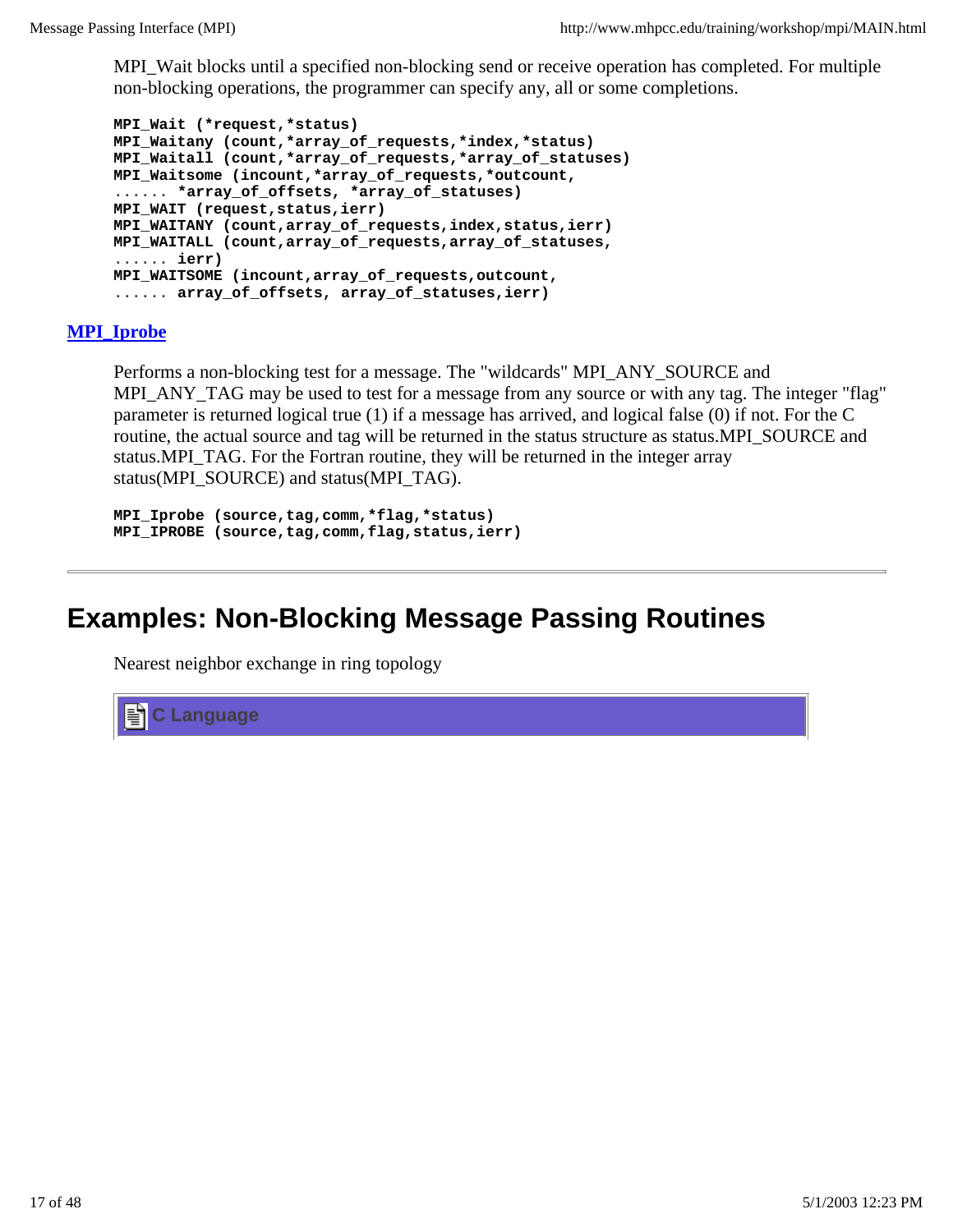MPI_Wait blocks until a specified non-blocking send or receive operation has completed. For multiple non-blocking operations, the programmer can specify any, all or some completions.

```
MPI_Wait (*request,*status)
MPI_Waitany (count,*array_of_requests,*index,*status)
MPI_Waitall (count,*array_of_requests,*array_of_statuses)
MPI_Waitsome (incount,*array_of_requests,*outcount,
...... *array_of_offsets, *array_of_statuses)
MPI_WAIT (request,status,ierr)
MPI_WAITANY (count,array_of_requests,index,status,ierr)
MPI_WAITALL (count,array_of_requests,array_of_statuses,
...... ierr)
MPI_WAITSOME (incount,array_of_requests,outcount,
...... array_of_offsets, array_of_statuses,ierr)
```

**MPI_Iprobe**

Performs a non-blocking test for a message. The "wildcards" MPI_ANY_SOURCE and MPI_ANY_TAG may be used to test for a message from any source or with any tag. The integer "flag" parameter is returned logical true (1) if a message has arrived, and logical false (0) if not. For the C routine, the actual source and tag will be returned in the status structure as status.MPI_SOURCE and status.MPI_TAG. For the Fortran routine, they will be returned in the integer array status(MPI_SOURCE) and status(MPI_TAG).

```
MPI_Iprobe (source,tag,comm,*flag,*status)
MPI_IPROBE (source,tag,comm,flag,status,ierr)
```

---

# Examples: Non-Blocking Message Passing Routines

Nearest neighbor exchange in ring topology

**C Language**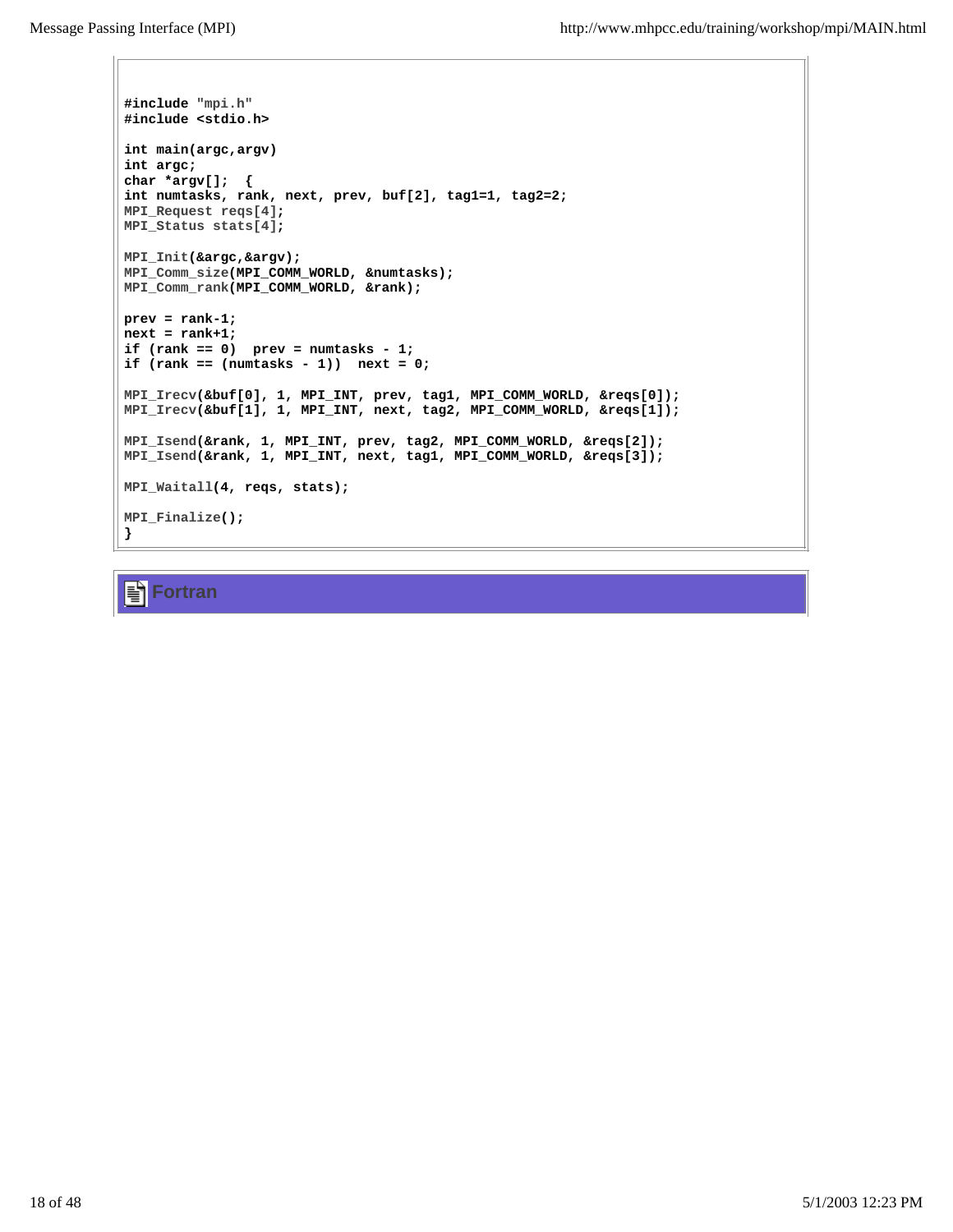```c
#include "mpi.h"
#include <stdio.h>

int main(argc,argv)
int argc;
char *argv[];  {
int numtasks, rank, next, prev, buf[2], tag1=1, tag2=2;
MPI_Request reqs[4];
MPI_Status stats[4];

MPI_Init(&argc,&argv);
MPI_Comm_size(MPI_COMM_WORLD, &numtasks);
MPI_Comm_rank(MPI_COMM_WORLD, &rank);

prev = rank-1;
next = rank+1;
if (rank == 0)  prev = numtasks - 1;
if (rank == (numtasks - 1))  next = 0;

MPI_Irecv(&buf[0], 1, MPI_INT, prev, tag1, MPI_COMM_WORLD, &reqs[0]);
MPI_Irecv(&buf[1], 1, MPI_INT, next, tag2, MPI_COMM_WORLD, &reqs[1]);

MPI_Isend(&rank, 1, MPI_INT, prev, tag2, MPI_COMM_WORLD, &reqs[2]);
MPI_Isend(&rank, 1, MPI_INT, next, tag1, MPI_COMM_WORLD, &reqs[3]);

MPI_Waitall(4, reqs, stats);

MPI_Finalize();
}
```

**Fortran**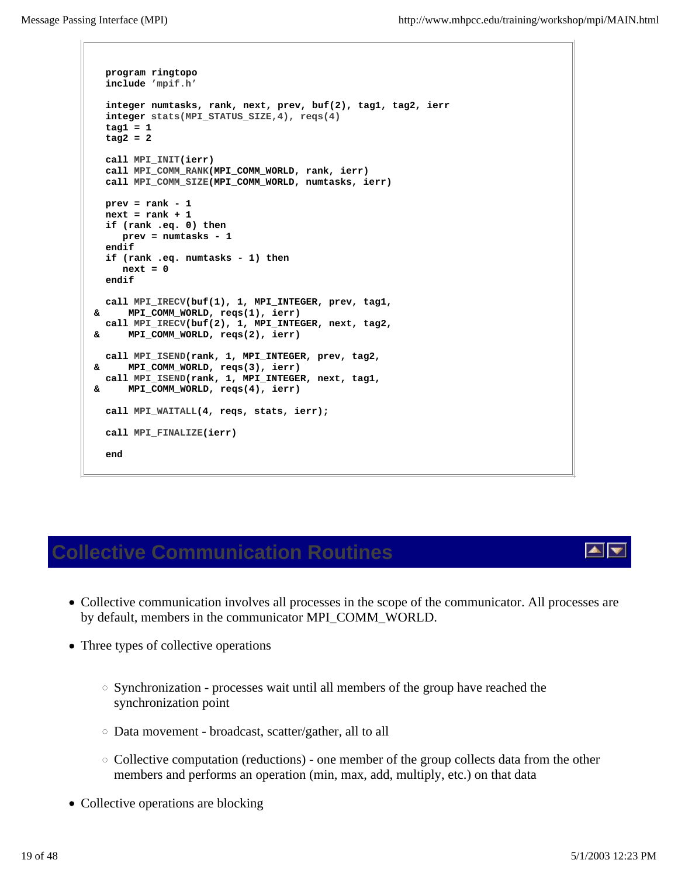```fortran
   program ringtopo
   include 'mpif.h'

   integer numtasks, rank, next, prev, buf(2), tag1, tag2, ierr
   integer stats(MPI_STATUS_SIZE,4), reqs(4)
   tag1 = 1
   tag2 = 2

   call MPI_INIT(ierr)
   call MPI_COMM_RANK(MPI_COMM_WORLD, rank, ierr)
   call MPI_COMM_SIZE(MPI_COMM_WORLD, numtasks, ierr)

   prev = rank - 1
   next = rank + 1
   if (rank .eq. 0) then
      prev = numtasks - 1
   endif
   if (rank .eq. numtasks - 1) then
      next = 0
   endif

   call MPI_IRECV(buf(1), 1, MPI_INTEGER, prev, tag1,
 &     MPI_COMM_WORLD, reqs(1), ierr)
   call MPI_IRECV(buf(2), 1, MPI_INTEGER, next, tag2,
 &     MPI_COMM_WORLD, reqs(2), ierr)

   call MPI_ISEND(rank, 1, MPI_INTEGER, prev, tag2,
 &     MPI_COMM_WORLD, reqs(3), ierr)
   call MPI_ISEND(rank, 1, MPI_INTEGER, next, tag1,
 &     MPI_COMM_WORLD, reqs(4), ierr)

   call MPI_WAITALL(4, reqs, stats, ierr);

   call MPI_FINALIZE(ierr)

   end
```

# Collective Communication Routines

- Collective communication involves all processes in the scope of the communicator. All processes are by default, members in the communicator MPI_COMM_WORLD.
- Three types of collective operations
  - Synchronization - processes wait until all members of the group have reached the synchronization point
  - Data movement - broadcast, scatter/gather, all to all
  - Collective computation (reductions) - one member of the group collects data from the other members and performs an operation (min, max, add, multiply, etc.) on that data
- Collective operations are blocking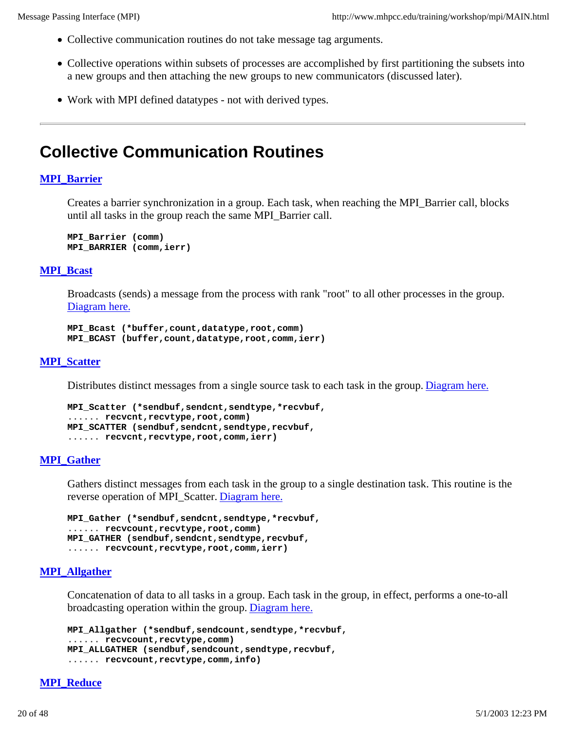- Collective communication routines do not take message tag arguments.
- Collective operations within subsets of processes are accomplished by first partitioning the subsets into a new groups and then attaching the new groups to new communicators (discussed later).
- Work with MPI defined datatypes - not with derived types.

---

## Collective Communication Routines

### MPI_Barrier

Creates a barrier synchronization in a group. Each task, when reaching the MPI_Barrier call, blocks until all tasks in the group reach the same MPI_Barrier call.

```
MPI_Barrier (comm)
MPI_BARRIER (comm,ierr)
```

### MPI_Bcast

Broadcasts (sends) a message from the process with rank "root" to all other processes in the group. Diagram here.

```
MPI_Bcast (*buffer,count,datatype,root,comm)
MPI_BCAST (buffer,count,datatype,root,comm,ierr)
```

### MPI_Scatter

Distributes distinct messages from a single source task to each task in the group. Diagram here.

```
MPI_Scatter (*sendbuf,sendcnt,sendtype,*recvbuf,
...... recvcnt,recvtype,root,comm)
MPI_SCATTER (sendbuf,sendcnt,sendtype,recvbuf,
...... recvcnt,recvtype,root,comm,ierr)
```

### MPI_Gather

Gathers distinct messages from each task in the group to a single destination task. This routine is the reverse operation of MPI_Scatter. Diagram here.

```
MPI_Gather (*sendbuf,sendcnt,sendtype,*recvbuf,
...... recvcount,recvtype,root,comm)
MPI_GATHER (sendbuf,sendcnt,sendtype,recvbuf,
...... recvcount,recvtype,root,comm,ierr)
```

### MPI_Allgather

Concatenation of data to all tasks in a group. Each task in the group, in effect, performs a one-to-all broadcasting operation within the group. Diagram here.

```
MPI_Allgather (*sendbuf,sendcount,sendtype,*recvbuf,
...... recvcount,recvtype,comm)
MPI_ALLGATHER (sendbuf,sendcount,sendtype,recvbuf,
...... recvcount,recvtype,comm,info)
```

### MPI_Reduce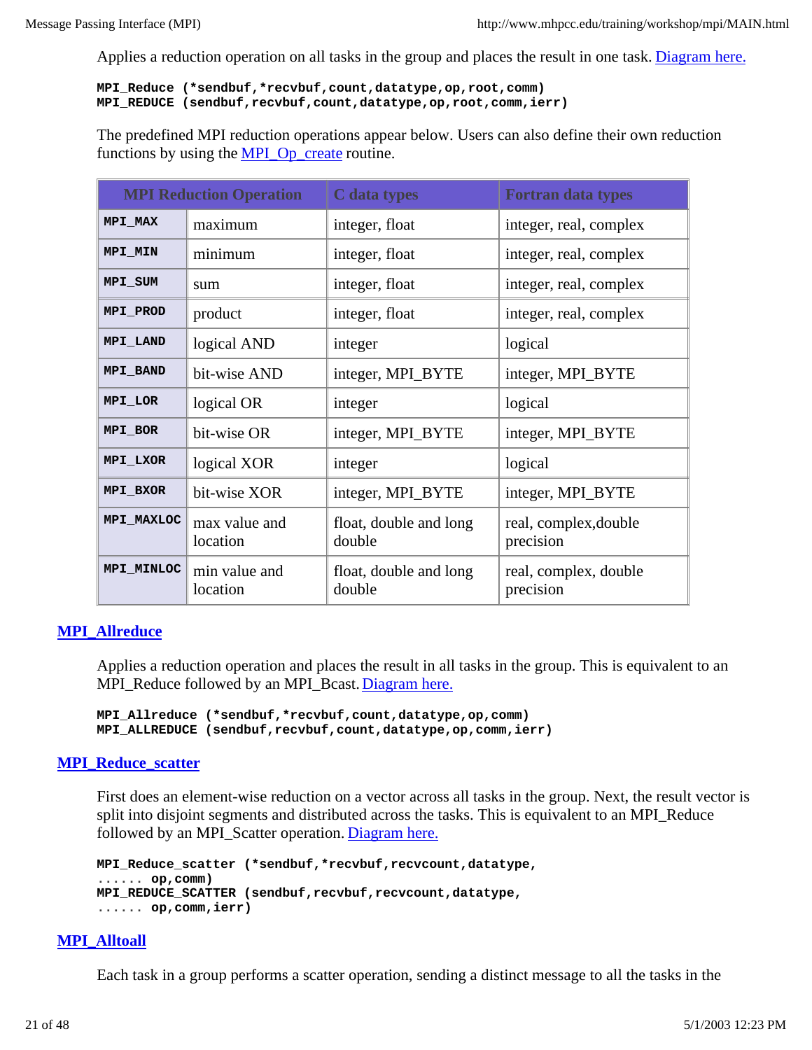Applies a reduction operation on all tasks in the group and places the result in one task. [Diagram here.]

```
MPI_Reduce (*sendbuf,*recvbuf,count,datatype,op,root,comm)
MPI_REDUCE (sendbuf,recvbuf,count,datatype,op,root,comm,ierr)
```

The predefined MPI reduction operations appear below. Users can also define their own reduction functions by using the [MPI_Op_create] routine.

| MPI Reduction Operation | | C data types | Fortran data types |
|---|---|---|---|
| **MPI_MAX** | maximum | integer, float | integer, real, complex |
| **MPI_MIN** | minimum | integer, float | integer, real, complex |
| **MPI_SUM** | sum | integer, float | integer, real, complex |
| **MPI_PROD** | product | integer, float | integer, real, complex |
| **MPI_LAND** | logical AND | integer | logical |
| **MPI_BAND** | bit-wise AND | integer, MPI_BYTE | integer, MPI_BYTE |
| **MPI_LOR** | logical OR | integer | logical |
| **MPI_BOR** | bit-wise OR | integer, MPI_BYTE | integer, MPI_BYTE |
| **MPI_LXOR** | logical XOR | integer | logical |
| **MPI_BXOR** | bit-wise XOR | integer, MPI_BYTE | integer, MPI_BYTE |
| **MPI_MAXLOC** | max value and location | float, double and long double | real, complex,double precision |
| **MPI_MINLOC** | min value and location | float, double and long double | real, complex, double precision |

### MPI_Allreduce

Applies a reduction operation and places the result in all tasks in the group. This is equivalent to an MPI_Reduce followed by an MPI_Bcast. [Diagram here.]

```
MPI_Allreduce (*sendbuf,*recvbuf,count,datatype,op,comm)
MPI_ALLREDUCE (sendbuf,recvbuf,count,datatype,op,comm,ierr)
```

### MPI_Reduce_scatter

First does an element-wise reduction on a vector across all tasks in the group. Next, the result vector is split into disjoint segments and distributed across the tasks. This is equivalent to an MPI_Reduce followed by an MPI_Scatter operation. [Diagram here.]

```
MPI_Reduce_scatter (*sendbuf,*recvbuf,recvcount,datatype,
...... op,comm)
MPI_REDUCE_SCATTER (sendbuf,recvbuf,recvcount,datatype,
...... op,comm,ierr)
```

### MPI_Alltoall

Each task in a group performs a scatter operation, sending a distinct message to all the tasks in the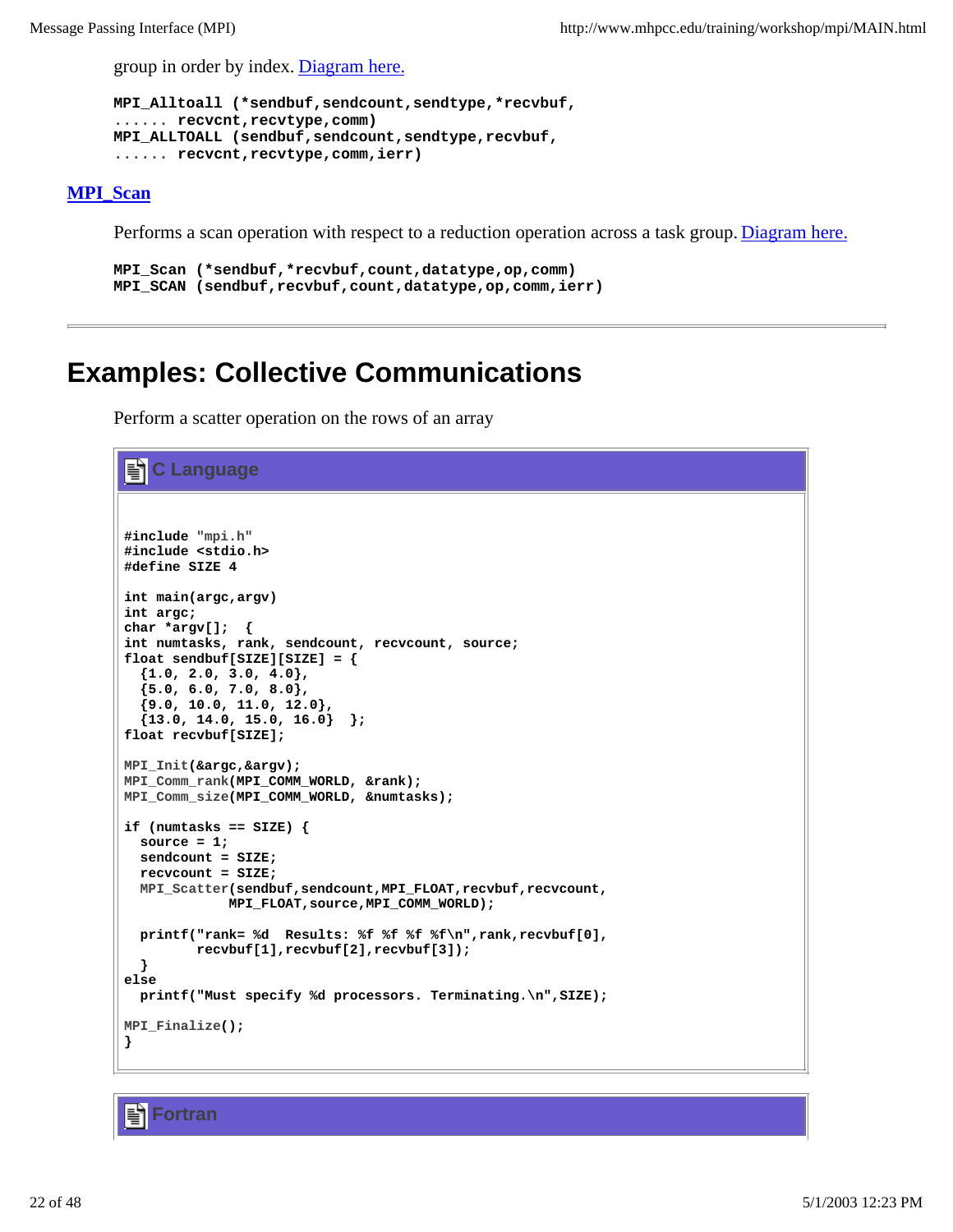group in order by index. Diagram here.

```
MPI_Alltoall (*sendbuf,sendcount,sendtype,*recvbuf,
...... recvcnt,recvtype,comm)
MPI_ALLTOALL (sendbuf,sendcount,sendtype,recvbuf,
...... recvcnt,recvtype,comm,ierr)
```

**MPI_Scan**

Performs a scan operation with respect to a reduction operation across a task group. Diagram here.

```
MPI_Scan (*sendbuf,*recvbuf,count,datatype,op,comm)
MPI_SCAN (sendbuf,recvbuf,count,datatype,op,comm,ierr)
```

---

# Examples: Collective Communications

Perform a scatter operation on the rows of an array

### C Language

```c
#include "mpi.h"
#include <stdio.h>
#define SIZE 4

int main(argc,argv)
int argc;
char *argv[];  {
int numtasks, rank, sendcount, recvcount, source;
float sendbuf[SIZE][SIZE] = {
  {1.0, 2.0, 3.0, 4.0},
  {5.0, 6.0, 7.0, 8.0},
  {9.0, 10.0, 11.0, 12.0},
  {13.0, 14.0, 15.0, 16.0}  };
float recvbuf[SIZE];

MPI_Init(&argc,&argv);
MPI_Comm_rank(MPI_COMM_WORLD, &rank);
MPI_Comm_size(MPI_COMM_WORLD, &numtasks);

if (numtasks == SIZE) {
  source = 1;
  sendcount = SIZE;
  recvcount = SIZE;
  MPI_Scatter(sendbuf,sendcount,MPI_FLOAT,recvbuf,recvcount,
             MPI_FLOAT,source,MPI_COMM_WORLD);

  printf("rank= %d  Results: %f %f %f %f\n",rank,recvbuf[0],
         recvbuf[1],recvbuf[2],recvbuf[3]);
  }
else
  printf("Must specify %d processors. Terminating.\n",SIZE);

MPI_Finalize();
}
```

### Fortran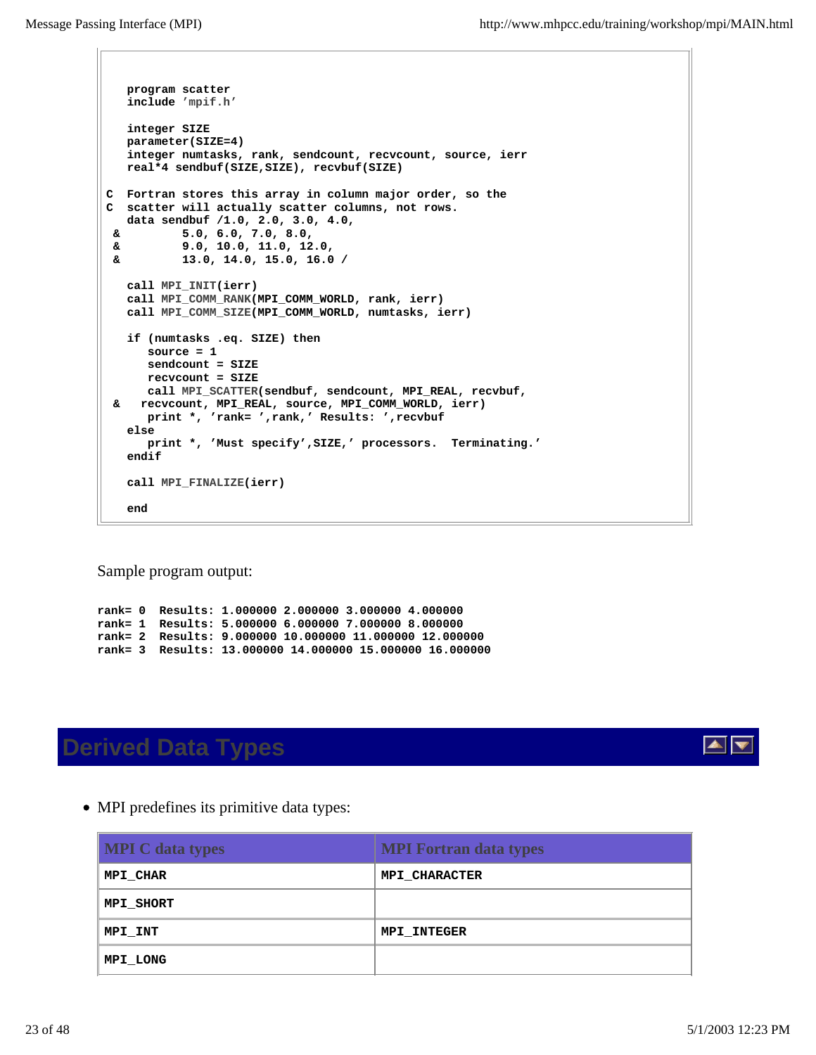```
   program scatter
   include 'mpif.h'

   integer SIZE
   parameter(SIZE=4)
   integer numtasks, rank, sendcount, recvcount, source, ierr
   real*4 sendbuf(SIZE,SIZE), recvbuf(SIZE)

C  Fortran stores this array in column major order, so the
C  scatter will actually scatter columns, not rows.
   data sendbuf /1.0, 2.0, 3.0, 4.0,
 &         5.0, 6.0, 7.0, 8.0,
 &         9.0, 10.0, 11.0, 12.0,
 &         13.0, 14.0, 15.0, 16.0 /

   call MPI_INIT(ierr)
   call MPI_COMM_RANK(MPI_COMM_WORLD, rank, ierr)
   call MPI_COMM_SIZE(MPI_COMM_WORLD, numtasks, ierr)

   if (numtasks .eq. SIZE) then
      source = 1
      sendcount = SIZE
      recvcount = SIZE
      call MPI_SCATTER(sendbuf, sendcount, MPI_REAL, recvbuf,
 &    recvcount, MPI_REAL, source, MPI_COMM_WORLD, ierr)
      print *, 'rank= ',rank,' Results: ',recvbuf
   else
      print *, 'Must specify',SIZE,' processors.  Terminating.'
   endif

   call MPI_FINALIZE(ierr)

   end
```

Sample program output:

```
rank= 0  Results: 1.000000 2.000000 3.000000 4.000000
rank= 1  Results: 5.000000 6.000000 7.000000 8.000000
rank= 2  Results: 9.000000 10.000000 11.000000 12.000000
rank= 3  Results: 13.000000 14.000000 15.000000 16.000000
```

## Derived Data Types

- MPI predefines its primitive data types:

| MPI C data types | MPI Fortran data types |
|---|---|
| MPI_CHAR | MPI_CHARACTER |
| MPI_SHORT | |
| MPI_INT | MPI_INTEGER |
| MPI_LONG | |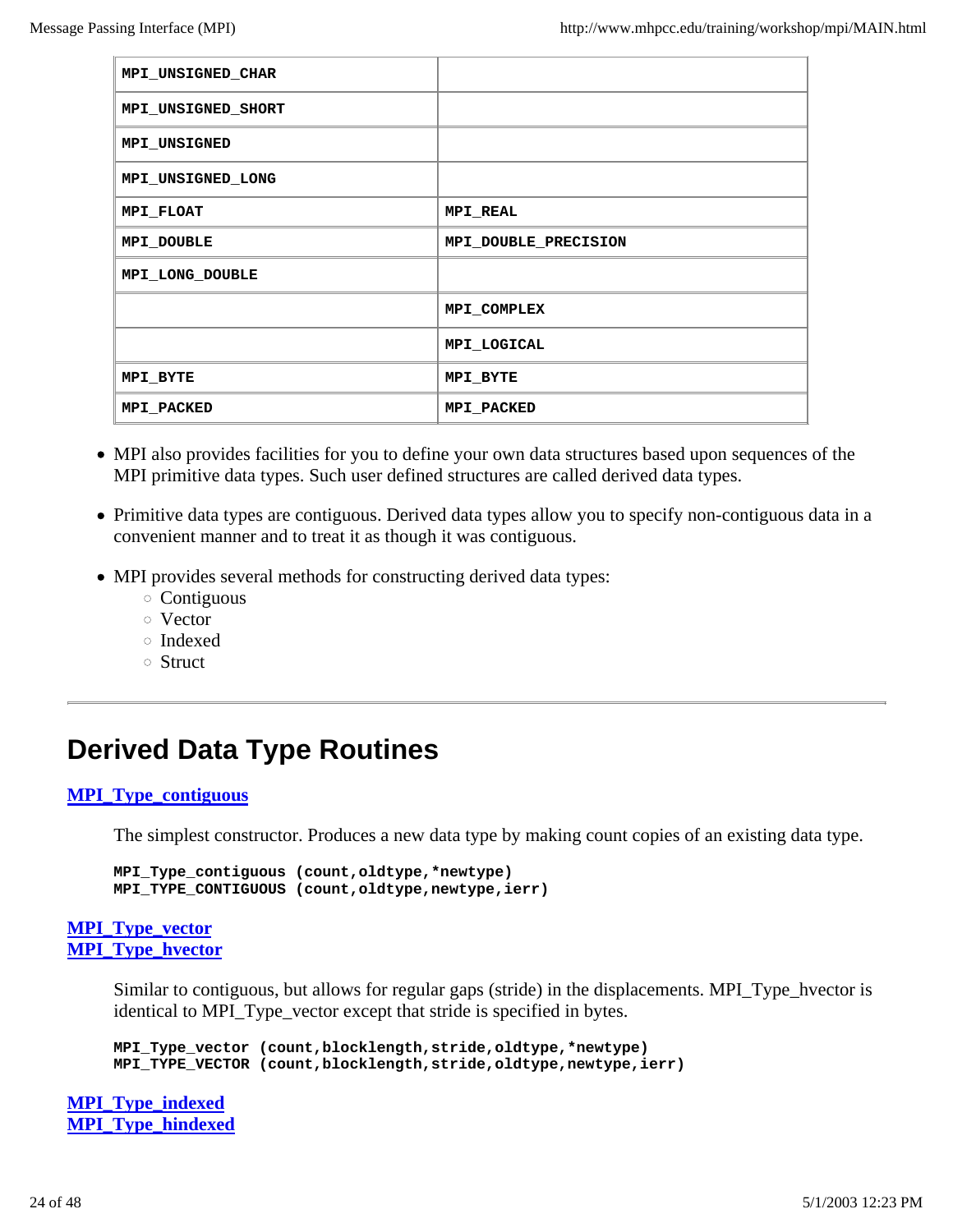| | |
|---|---|
| **MPI_UNSIGNED_CHAR** | |
| **MPI_UNSIGNED_SHORT** | |
| **MPI_UNSIGNED** | |
| **MPI_UNSIGNED_LONG** | |
| **MPI_FLOAT** | **MPI_REAL** |
| **MPI_DOUBLE** | **MPI_DOUBLE_PRECISION** |
| **MPI_LONG_DOUBLE** | |
| | **MPI_COMPLEX** |
| | **MPI_LOGICAL** |
| **MPI_BYTE** | **MPI_BYTE** |
| **MPI_PACKED** | **MPI_PACKED** |

- MPI also provides facilities for you to define your own data structures based upon sequences of the MPI primitive data types. Such user defined structures are called derived data types.
- Primitive data types are contiguous. Derived data types allow you to specify non-contiguous data in a convenient manner and to treat it as though it was contiguous.
- MPI provides several methods for constructing derived data types:
  - Contiguous
  - Vector
  - Indexed
  - Struct

---

## Derived Data Type Routines

**MPI_Type_contiguous**

The simplest constructor. Produces a new data type by making count copies of an existing data type.

```
MPI_Type_contiguous (count,oldtype,*newtype)
MPI_TYPE_CONTIGUOUS (count,oldtype,newtype,ierr)
```

**MPI_Type_vector**
**MPI_Type_hvector**

Similar to contiguous, but allows for regular gaps (stride) in the displacements. MPI_Type_hvector is identical to MPI_Type_vector except that stride is specified in bytes.

```
MPI_Type_vector (count,blocklength,stride,oldtype,*newtype)
MPI_TYPE_VECTOR (count,blocklength,stride,oldtype,newtype,ierr)
```

**MPI_Type_indexed**
**MPI_Type_hindexed**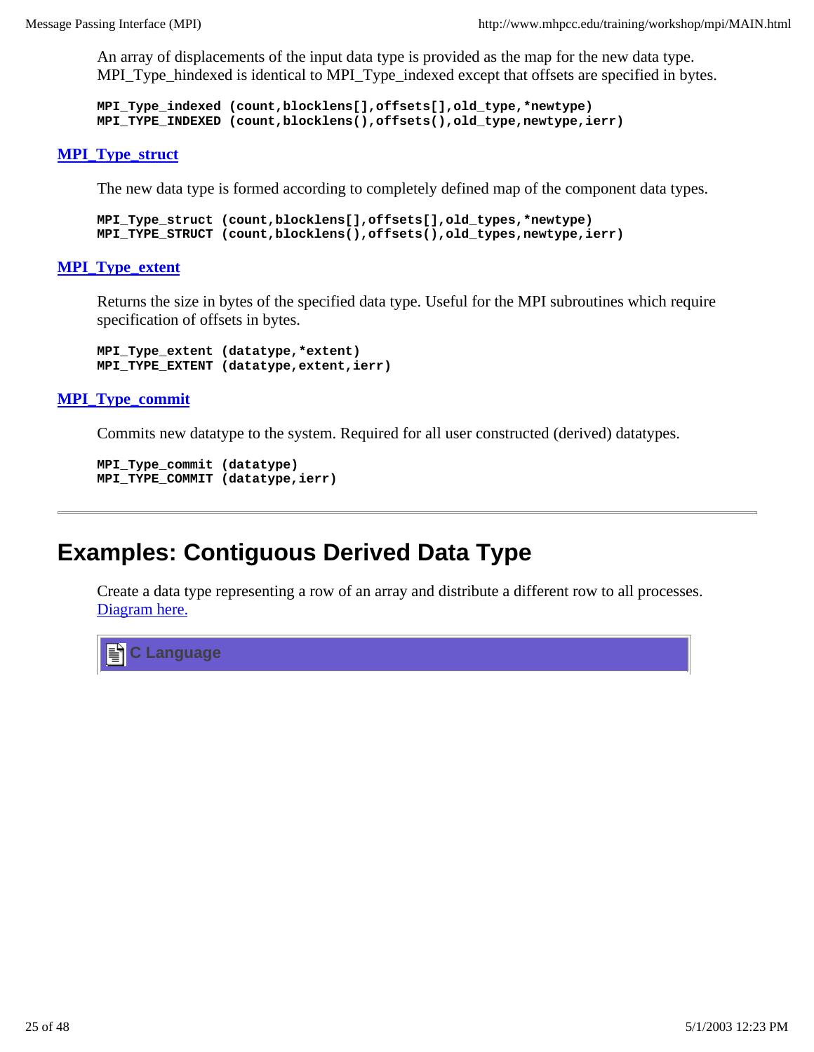An array of displacements of the input data type is provided as the map for the new data type. MPI_Type_hindexed is identical to MPI_Type_indexed except that offsets are specified in bytes.

```
MPI_Type_indexed (count,blocklens[],offsets[],old_type,*newtype)
MPI_TYPE_INDEXED (count,blocklens(),offsets(),old_type,newtype,ierr)
```

### MPI_Type_struct

The new data type is formed according to completely defined map of the component data types.

```
MPI_Type_struct (count,blocklens[],offsets[],old_types,*newtype)
MPI_TYPE_STRUCT (count,blocklens(),offsets(),old_types,newtype,ierr)
```

### MPI_Type_extent

Returns the size in bytes of the specified data type. Useful for the MPI subroutines which require specification of offsets in bytes.

```
MPI_Type_extent (datatype,*extent)
MPI_TYPE_EXTENT (datatype,extent,ierr)
```

### MPI_Type_commit

Commits new datatype to the system. Required for all user constructed (derived) datatypes.

```
MPI_Type_commit (datatype)
MPI_TYPE_COMMIT (datatype,ierr)
```

---

## Examples: Contiguous Derived Data Type

Create a data type representing a row of an array and distribute a different row to all processes. Diagram here.

**C Language**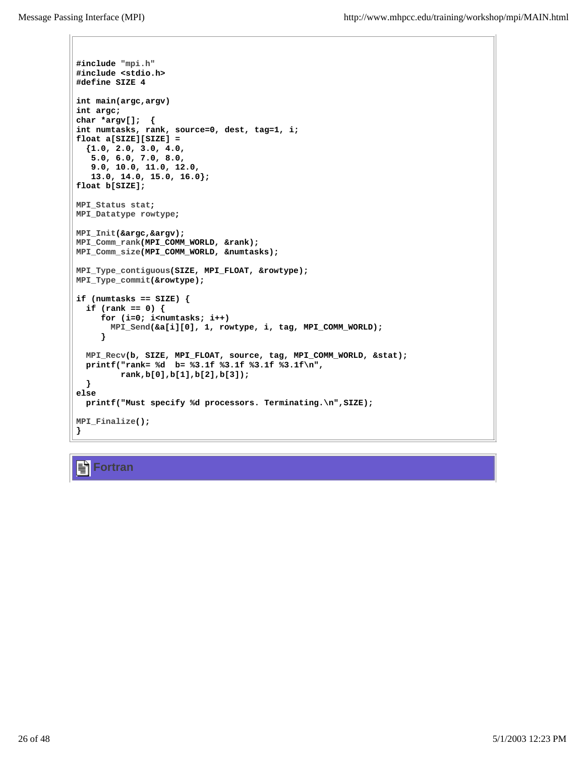```
#include "mpi.h"
#include <stdio.h>
#define SIZE 4

int main(argc,argv)
int argc;
char *argv[];  {
int numtasks, rank, source=0, dest, tag=1, i;
float a[SIZE][SIZE] =
  {1.0, 2.0, 3.0, 4.0,
   5.0, 6.0, 7.0, 8.0,
   9.0, 10.0, 11.0, 12.0,
   13.0, 14.0, 15.0, 16.0};
float b[SIZE];

MPI_Status stat;
MPI_Datatype rowtype;

MPI_Init(&argc,&argv);
MPI_Comm_rank(MPI_COMM_WORLD, &rank);
MPI_Comm_size(MPI_COMM_WORLD, &numtasks);

MPI_Type_contiguous(SIZE, MPI_FLOAT, &rowtype);
MPI_Type_commit(&rowtype);

if (numtasks == SIZE) {
  if (rank == 0) {
     for (i=0; i<numtasks; i++)
       MPI_Send(&a[i][0], 1, rowtype, i, tag, MPI_COMM_WORLD);
     }

  MPI_Recv(b, SIZE, MPI_FLOAT, source, tag, MPI_COMM_WORLD, &stat);
  printf("rank= %d  b= %3.1f %3.1f %3.1f %3.1f\n",
         rank,b[0],b[1],b[2],b[3]);
  }
else
  printf("Must specify %d processors. Terminating.\n",SIZE);

MPI_Finalize();
}
```

## Fortran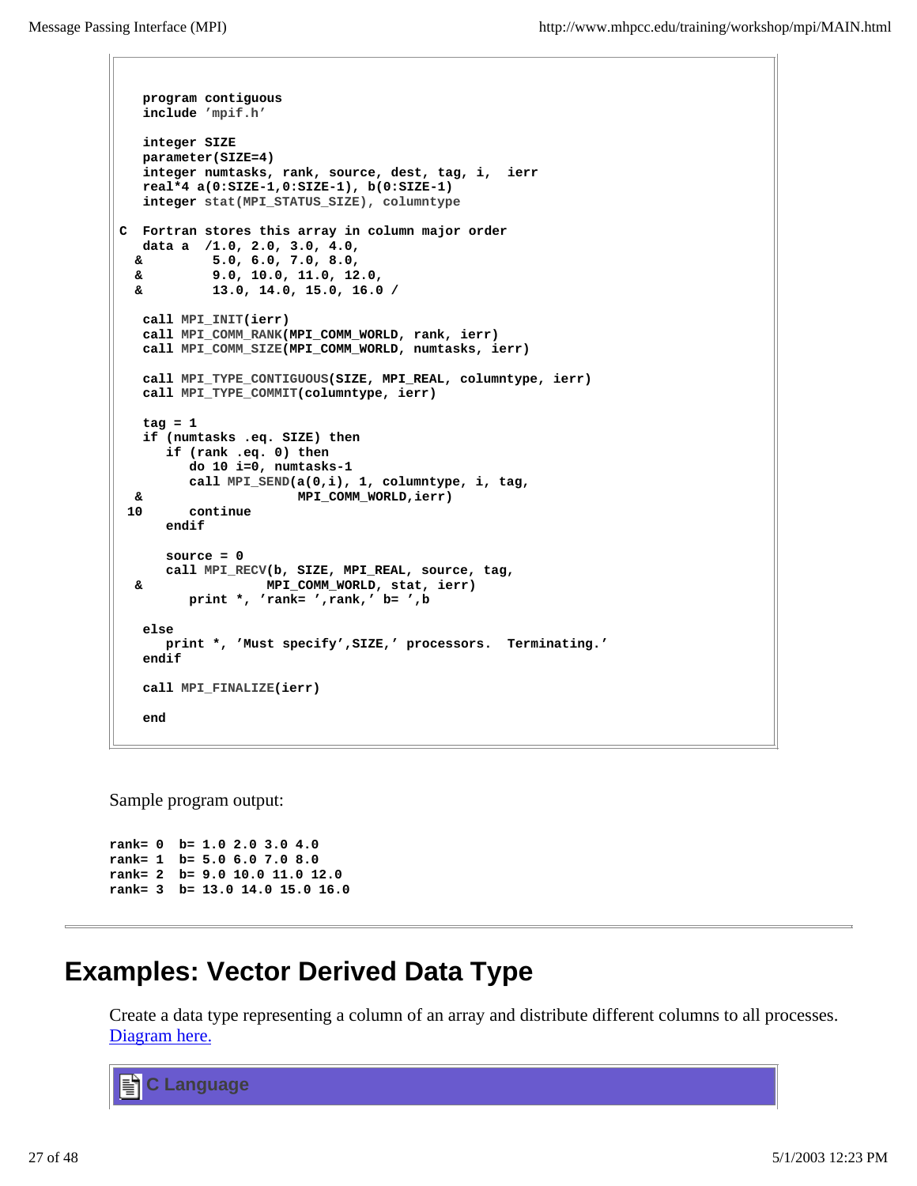```fortran
   program contiguous
   include 'mpif.h'

   integer SIZE
   parameter(SIZE=4)
   integer numtasks, rank, source, dest, tag, i,  ierr
   real*4 a(0:SIZE-1,0:SIZE-1), b(0:SIZE-1)
   integer stat(MPI_STATUS_SIZE), columntype

C  Fortran stores this array in column major order
   data a  /1.0, 2.0, 3.0, 4.0,
  &         5.0, 6.0, 7.0, 8.0,
  &         9.0, 10.0, 11.0, 12.0,
  &         13.0, 14.0, 15.0, 16.0 /

   call MPI_INIT(ierr)
   call MPI_COMM_RANK(MPI_COMM_WORLD, rank, ierr)
   call MPI_COMM_SIZE(MPI_COMM_WORLD, numtasks, ierr)

   call MPI_TYPE_CONTIGUOUS(SIZE, MPI_REAL, columntype, ierr)
   call MPI_TYPE_COMMIT(columntype, ierr)

   tag = 1
   if (numtasks .eq. SIZE) then
      if (rank .eq. 0) then
         do 10 i=0, numtasks-1
         call MPI_SEND(a(0,i), 1, columntype, i, tag,
 &                    MPI_COMM_WORLD,ierr)
 10      continue
      endif

      source = 0
      call MPI_RECV(b, SIZE, MPI_REAL, source, tag,
  &                MPI_COMM_WORLD, stat, ierr)
         print *, 'rank= ',rank,' b= ',b

   else
      print *, 'Must specify',SIZE,' processors.  Terminating.'
   endif

   call MPI_FINALIZE(ierr)

   end
```

Sample program output:

```
rank= 0  b= 1.0 2.0 3.0 4.0
rank= 1  b= 5.0 6.0 7.0 8.0
rank= 2  b= 9.0 10.0 11.0 12.0
rank= 3  b= 13.0 14.0 15.0 16.0
```

---

# Examples: Vector Derived Data Type

Create a data type representing a column of an array and distribute different columns to all processes. Diagram here.

**C Language**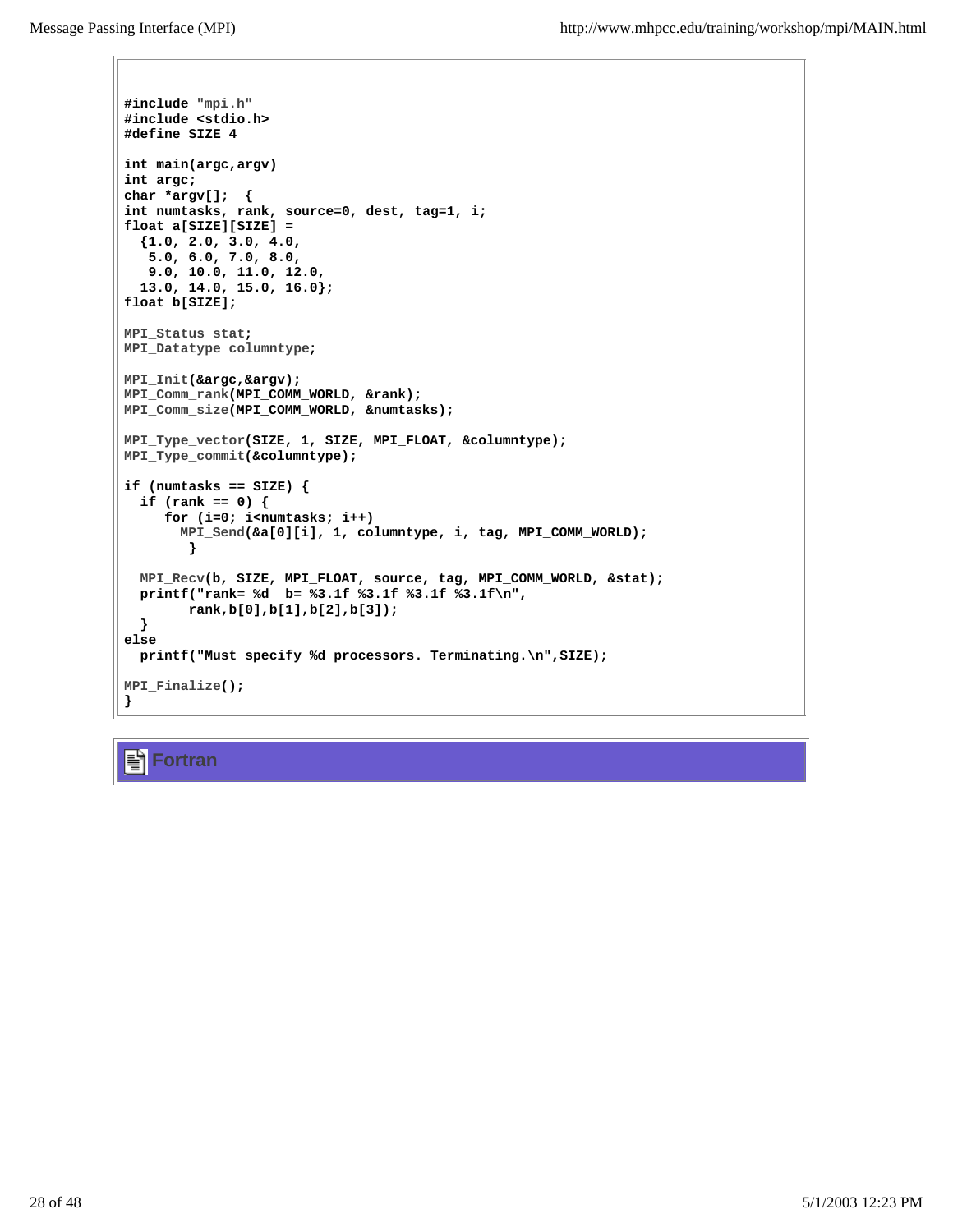```
#include "mpi.h"
#include <stdio.h>
#define SIZE 4

int main(argc,argv)
int argc;
char *argv[];  {
int numtasks, rank, source=0, dest, tag=1, i;
float a[SIZE][SIZE] =
  {1.0, 2.0, 3.0, 4.0,
   5.0, 6.0, 7.0, 8.0,
   9.0, 10.0, 11.0, 12.0,
  13.0, 14.0, 15.0, 16.0};
float b[SIZE];

MPI_Status stat;
MPI_Datatype columntype;

MPI_Init(&argc,&argv);
MPI_Comm_rank(MPI_COMM_WORLD, &rank);
MPI_Comm_size(MPI_COMM_WORLD, &numtasks);

MPI_Type_vector(SIZE, 1, SIZE, MPI_FLOAT, &columntype);
MPI_Type_commit(&columntype);

if (numtasks == SIZE) {
  if (rank == 0) {
     for (i=0; i<numtasks; i++)
       MPI_Send(&a[0][i], 1, columntype, i, tag, MPI_COMM_WORLD);
        }

  MPI_Recv(b, SIZE, MPI_FLOAT, source, tag, MPI_COMM_WORLD, &stat);
  printf("rank= %d  b= %3.1f %3.1f %3.1f %3.1f\n",
        rank,b[0],b[1],b[2],b[3]);
  }
else
  printf("Must specify %d processors. Terminating.\n",SIZE);

MPI_Finalize();
}
```

## Fortran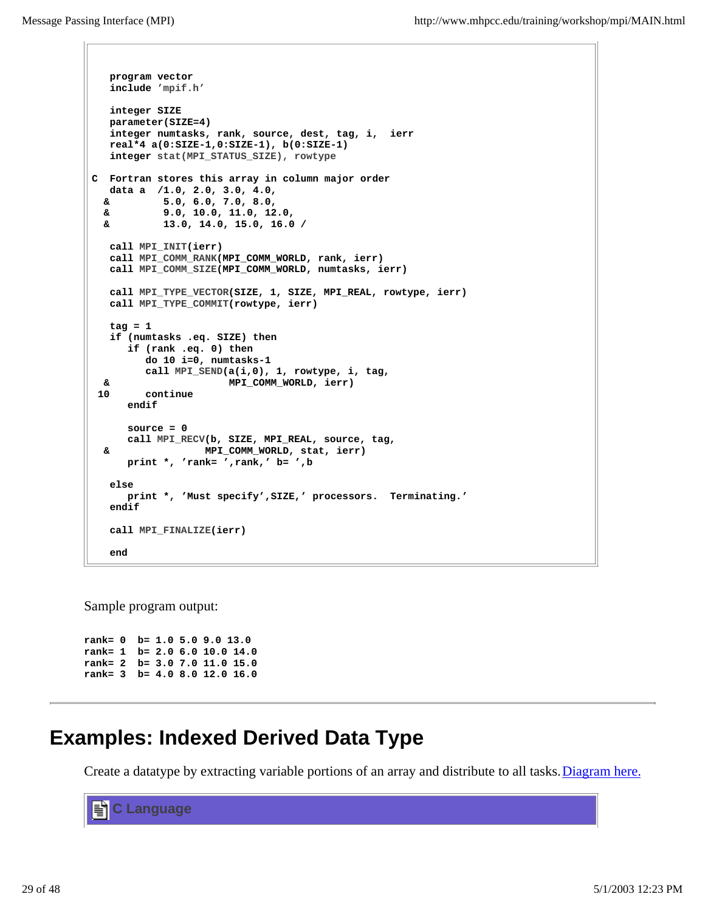```fortran
   program vector
   include 'mpif.h'

   integer SIZE
   parameter(SIZE=4)
   integer numtasks, rank, source, dest, tag, i,  ierr
   real*4 a(0:SIZE-1,0:SIZE-1), b(0:SIZE-1)
   integer stat(MPI_STATUS_SIZE), rowtype

C  Fortran stores this array in column major order
   data a  /1.0, 2.0, 3.0, 4.0,
  &         5.0, 6.0, 7.0, 8.0,
  &         9.0, 10.0, 11.0, 12.0,
  &         13.0, 14.0, 15.0, 16.0 /

   call MPI_INIT(ierr)
   call MPI_COMM_RANK(MPI_COMM_WORLD, rank, ierr)
   call MPI_COMM_SIZE(MPI_COMM_WORLD, numtasks, ierr)

   call MPI_TYPE_VECTOR(SIZE, 1, SIZE, MPI_REAL, rowtype, ierr)
   call MPI_TYPE_COMMIT(rowtype, ierr)

   tag = 1
   if (numtasks .eq. SIZE) then
      if (rank .eq. 0) then
         do 10 i=0, numtasks-1
         call MPI_SEND(a(i,0), 1, rowtype, i, tag,
 &                     MPI_COMM_WORLD, ierr)
 10      continue
      endif

      source = 0
      call MPI_RECV(b, SIZE, MPI_REAL, source, tag,
  &                MPI_COMM_WORLD, stat, ierr)
      print *, 'rank= ',rank,' b= ',b

   else
      print *, 'Must specify',SIZE,' processors.  Terminating.'
   endif

   call MPI_FINALIZE(ierr)

   end
```

Sample program output:

```
rank= 0  b= 1.0 5.0 9.0 13.0
rank= 1  b= 2.0 6.0 10.0 14.0
rank= 2  b= 3.0 7.0 11.0 15.0
rank= 3  b= 4.0 8.0 12.0 16.0
```

---

# Examples: Indexed Derived Data Type

Create a datatype by extracting variable portions of an array and distribute to all tasks. Diagram here.

**C Language**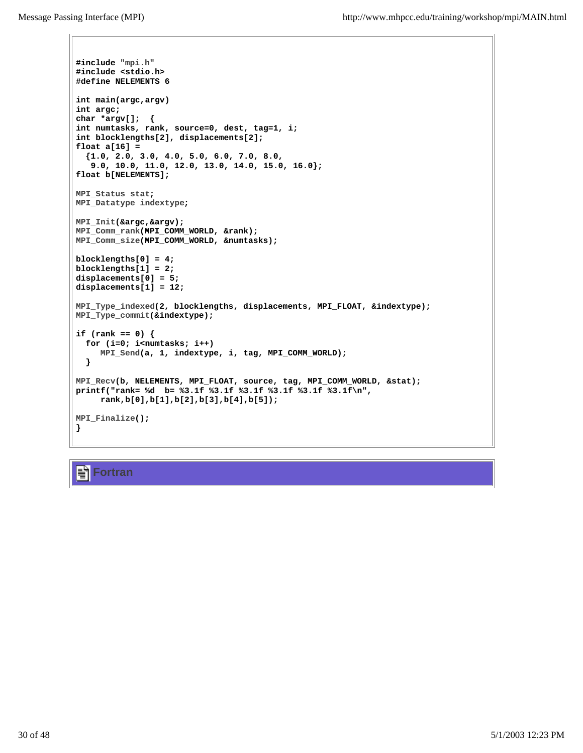```
#include "mpi.h"
#include <stdio.h>
#define NELEMENTS 6

int main(argc,argv)
int argc;
char *argv[];  {
int numtasks, rank, source=0, dest, tag=1, i;
int blocklengths[2], displacements[2];
float a[16] =
  {1.0, 2.0, 3.0, 4.0, 5.0, 6.0, 7.0, 8.0,
   9.0, 10.0, 11.0, 12.0, 13.0, 14.0, 15.0, 16.0};
float b[NELEMENTS];

MPI_Status stat;
MPI_Datatype indextype;

MPI_Init(&argc,&argv);
MPI_Comm_rank(MPI_COMM_WORLD, &rank);
MPI_Comm_size(MPI_COMM_WORLD, &numtasks);

blocklengths[0] = 4;
blocklengths[1] = 2;
displacements[0] = 5;
displacements[1] = 12;

MPI_Type_indexed(2, blocklengths, displacements, MPI_FLOAT, &indextype);
MPI_Type_commit(&indextype);

if (rank == 0) {
  for (i=0; i<numtasks; i++)
     MPI_Send(a, 1, indextype, i, tag, MPI_COMM_WORLD);
  }

MPI_Recv(b, NELEMENTS, MPI_FLOAT, source, tag, MPI_COMM_WORLD, &stat);
printf("rank= %d  b= %3.1f %3.1f %3.1f %3.1f %3.1f %3.1f\n",
     rank,b[0],b[1],b[2],b[3],b[4],b[5]);

MPI_Finalize();
}
```

## Fortran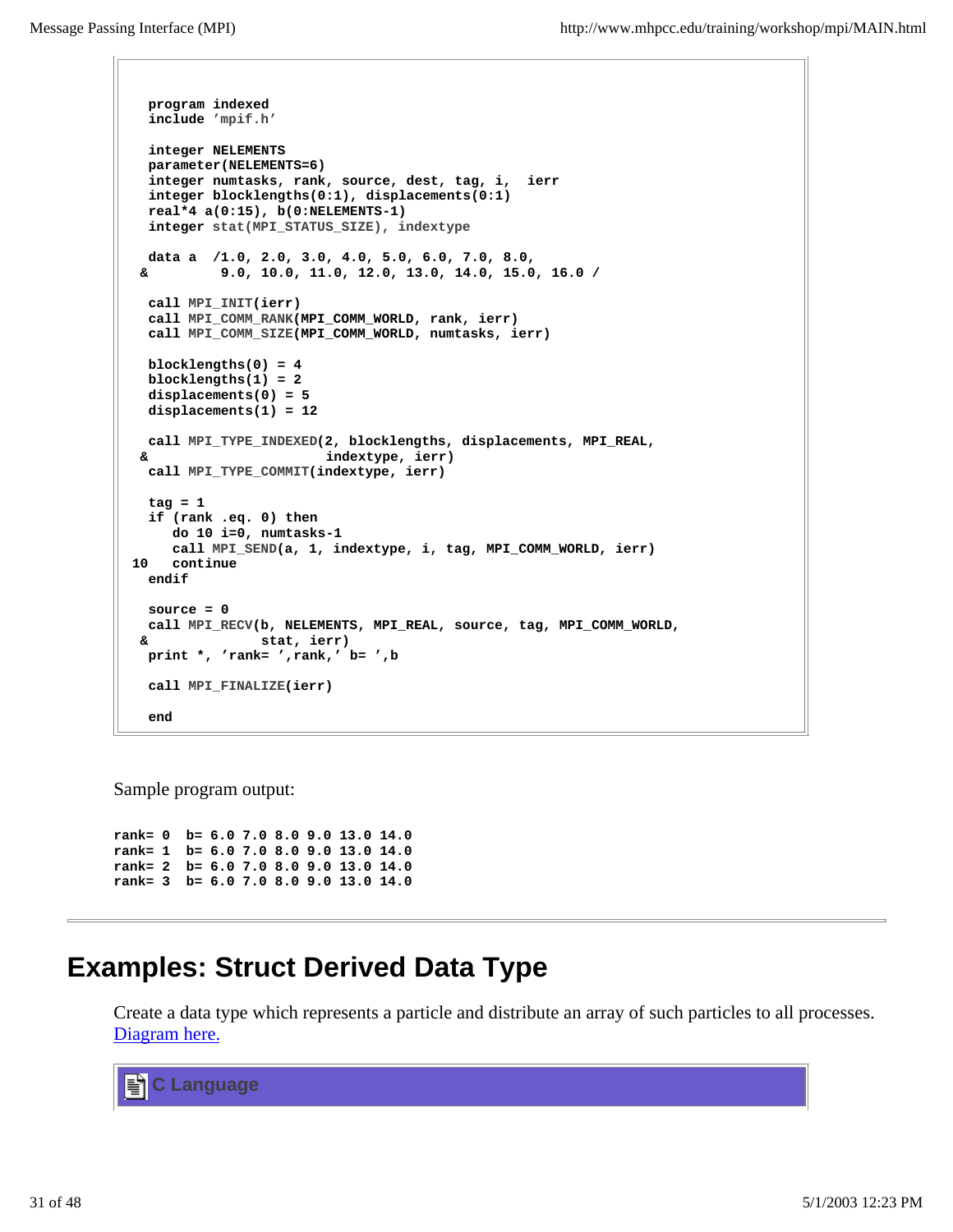```fortran
   program indexed
   include 'mpif.h'

   integer NELEMENTS
   parameter(NELEMENTS=6)
   integer numtasks, rank, source, dest, tag, i,  ierr
   integer blocklengths(0:1), displacements(0:1)
   real*4 a(0:15), b(0:NELEMENTS-1)
   integer stat(MPI_STATUS_SIZE), indextype

   data a  /1.0, 2.0, 3.0, 4.0, 5.0, 6.0, 7.0, 8.0,
  &         9.0, 10.0, 11.0, 12.0, 13.0, 14.0, 15.0, 16.0 /

   call MPI_INIT(ierr)
   call MPI_COMM_RANK(MPI_COMM_WORLD, rank, ierr)
   call MPI_COMM_SIZE(MPI_COMM_WORLD, numtasks, ierr)

   blocklengths(0) = 4
   blocklengths(1) = 2
   displacements(0) = 5
   displacements(1) = 12

   call MPI_TYPE_INDEXED(2, blocklengths, displacements, MPI_REAL,
  &                      indextype, ierr)
   call MPI_TYPE_COMMIT(indextype, ierr)

   tag = 1
   if (rank .eq. 0) then
      do 10 i=0, numtasks-1
      call MPI_SEND(a, 1, indextype, i, tag, MPI_COMM_WORLD, ierr)
 10   continue
   endif

   source = 0
   call MPI_RECV(b, NELEMENTS, MPI_REAL, source, tag, MPI_COMM_WORLD,
  &              stat, ierr)
   print *, 'rank= ',rank,' b= ',b

   call MPI_FINALIZE(ierr)

   end
```

Sample program output:

```
rank= 0  b= 6.0 7.0 8.0 9.0 13.0 14.0
rank= 1  b= 6.0 7.0 8.0 9.0 13.0 14.0
rank= 2  b= 6.0 7.0 8.0 9.0 13.0 14.0
rank= 3  b= 6.0 7.0 8.0 9.0 13.0 14.0
```

---

# Examples: Struct Derived Data Type

Create a data type which represents a particle and distribute an array of such particles to all processes. Diagram here.

**C Language**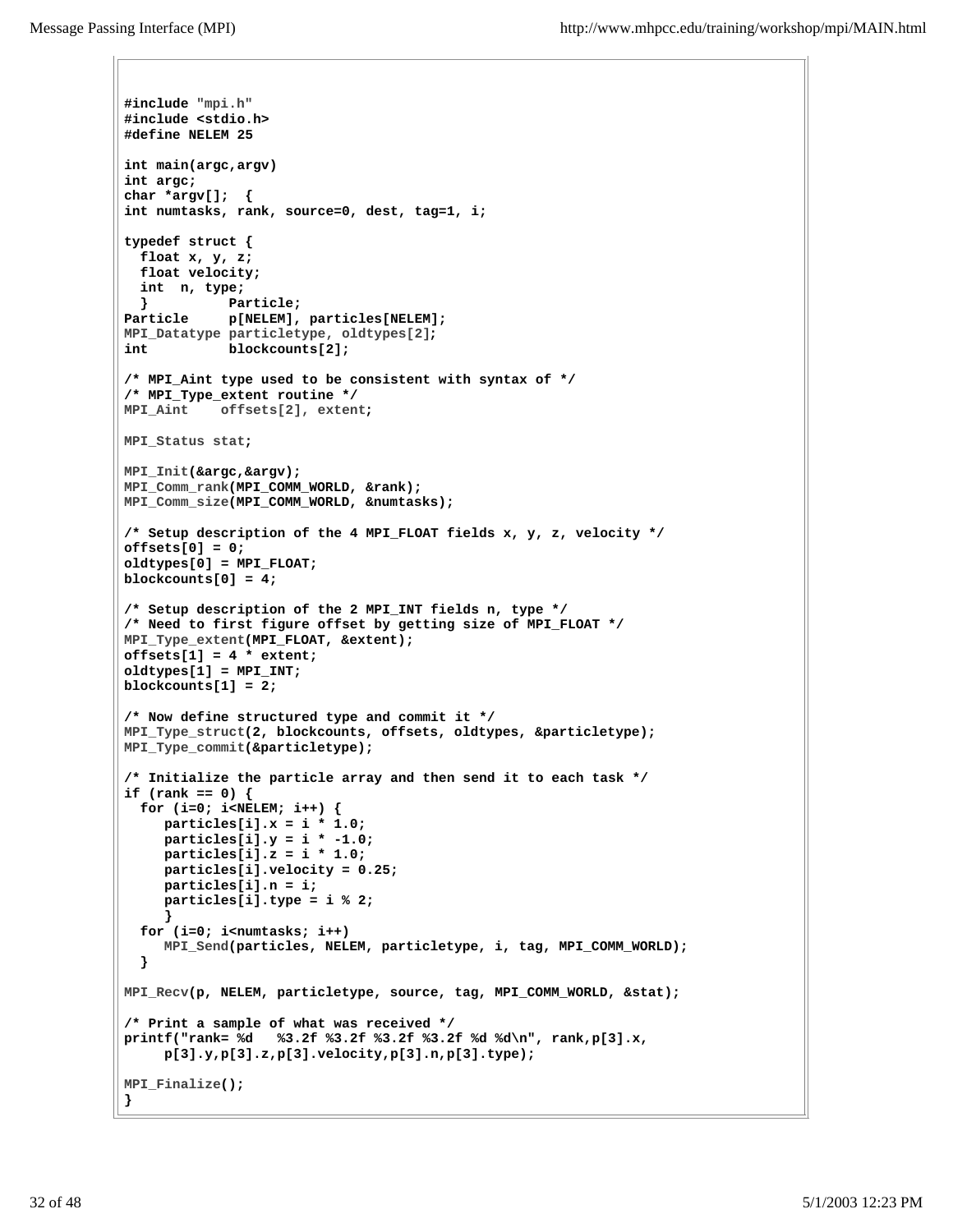```
#include "mpi.h"
#include <stdio.h>
#define NELEM 25

int main(argc,argv)
int argc;
char *argv[];  {
int numtasks, rank, source=0, dest, tag=1, i;

typedef struct {
  float x, y, z;
  float velocity;
  int  n, type;
  }          Particle;
Particle     p[NELEM], particles[NELEM];
MPI_Datatype particletype, oldtypes[2];
int          blockcounts[2];

/* MPI_Aint type used to be consistent with syntax of */
/* MPI_Type_extent routine */
MPI_Aint    offsets[2], extent;

MPI_Status stat;

MPI_Init(&argc,&argv);
MPI_Comm_rank(MPI_COMM_WORLD, &rank);
MPI_Comm_size(MPI_COMM_WORLD, &numtasks);

/* Setup description of the 4 MPI_FLOAT fields x, y, z, velocity */
offsets[0] = 0;
oldtypes[0] = MPI_FLOAT;
blockcounts[0] = 4;

/* Setup description of the 2 MPI_INT fields n, type */
/* Need to first figure offset by getting size of MPI_FLOAT */
MPI_Type_extent(MPI_FLOAT, &extent);
offsets[1] = 4 * extent;
oldtypes[1] = MPI_INT;
blockcounts[1] = 2;

/* Now define structured type and commit it */
MPI_Type_struct(2, blockcounts, offsets, oldtypes, &particletype);
MPI_Type_commit(&particletype);

/* Initialize the particle array and then send it to each task */
if (rank == 0) {
  for (i=0; i<NELEM; i++) {
     particles[i].x = i * 1.0;
     particles[i].y = i * -1.0;
     particles[i].z = i * 1.0;
     particles[i].velocity = 0.25;
     particles[i].n = i;
     particles[i].type = i % 2;
     }
  for (i=0; i<numtasks; i++)
     MPI_Send(particles, NELEM, particletype, i, tag, MPI_COMM_WORLD);
  }

MPI_Recv(p, NELEM, particletype, source, tag, MPI_COMM_WORLD, &stat);

/* Print a sample of what was received */
printf("rank= %d   %3.2f %3.2f %3.2f %3.2f %d %d\n", rank,p[3].x,
     p[3].y,p[3].z,p[3].velocity,p[3].n,p[3].type);

MPI_Finalize();
}
```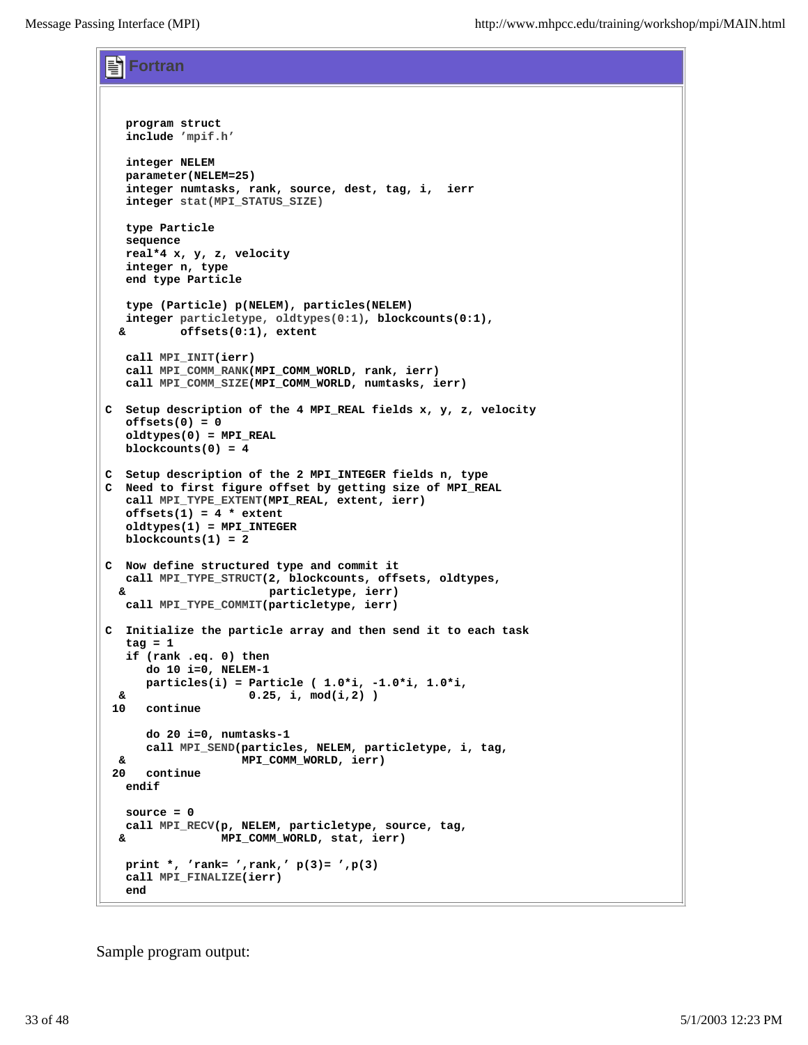### Fortran

```fortran
   program struct
   include 'mpif.h'

   integer NELEM
   parameter(NELEM=25)
   integer numtasks, rank, source, dest, tag, i,  ierr
   integer stat(MPI_STATUS_SIZE)

   type Particle
   sequence
   real*4 x, y, z, velocity
   integer n, type
   end type Particle

   type (Particle) p(NELEM), particles(NELEM)
   integer particletype, oldtypes(0:1), blockcounts(0:1),
  &        offsets(0:1), extent

   call MPI_INIT(ierr)
   call MPI_COMM_RANK(MPI_COMM_WORLD, rank, ierr)
   call MPI_COMM_SIZE(MPI_COMM_WORLD, numtasks, ierr)

C  Setup description of the 4 MPI_REAL fields x, y, z, velocity
   offsets(0) = 0
   oldtypes(0) = MPI_REAL
   blockcounts(0) = 4

C  Setup description of the 2 MPI_INTEGER fields n, type
C  Need to first figure offset by getting size of MPI_REAL
   call MPI_TYPE_EXTENT(MPI_REAL, extent, ierr)
   offsets(1) = 4 * extent
   oldtypes(1) = MPI_INTEGER
   blockcounts(1) = 2

C  Now define structured type and commit it
   call MPI_TYPE_STRUCT(2, blockcounts, offsets, oldtypes,
  &                     particletype, ierr)
   call MPI_TYPE_COMMIT(particletype, ierr)

C  Initialize the particle array and then send it to each task
   tag = 1
   if (rank .eq. 0) then
      do 10 i=0, NELEM-1
      particles(i) = Particle ( 1.0*i, -1.0*i, 1.0*i,
  &                   0.25, i, mod(i,2) )
 10   continue

      do 20 i=0, numtasks-1
      call MPI_SEND(particles, NELEM, particletype, i, tag,
  &                 MPI_COMM_WORLD, ierr)
 20   continue
   endif

   source = 0
   call MPI_RECV(p, NELEM, particletype, source, tag,
  &              MPI_COMM_WORLD, stat, ierr)

   print *, 'rank= ',rank,' p(3)= ',p(3)
   call MPI_FINALIZE(ierr)
   end
```

Sample program output: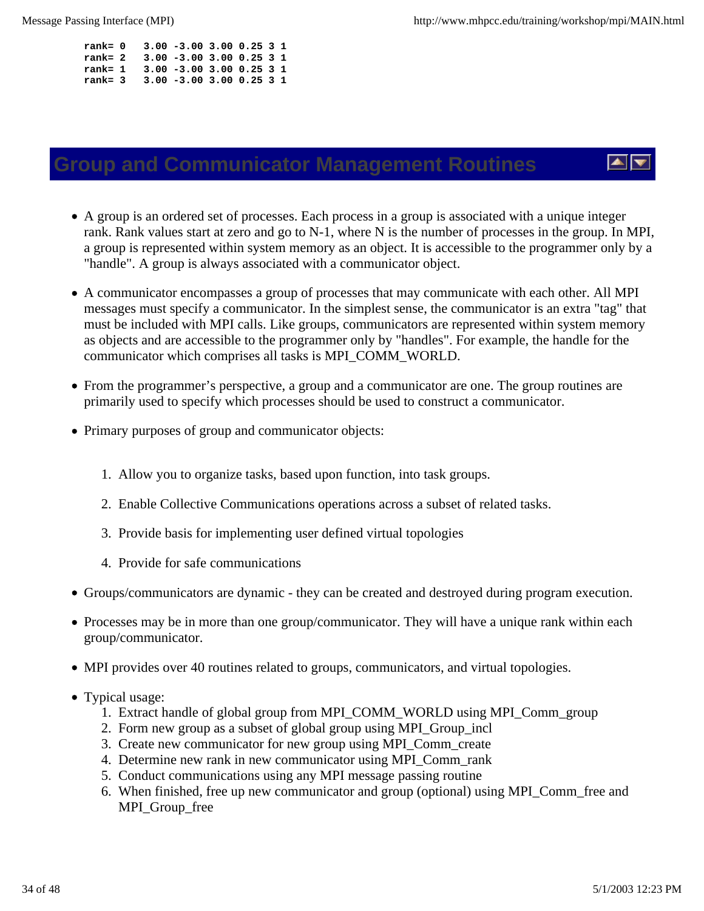```
rank= 0   3.00 -3.00 3.00 0.25 3 1
rank= 2   3.00 -3.00 3.00 0.25 3 1
rank= 1   3.00 -3.00 3.00 0.25 3 1
rank= 3   3.00 -3.00 3.00 0.25 3 1
```

## Group and Communicator Management Routines

- A group is an ordered set of processes. Each process in a group is associated with a unique integer rank. Rank values start at zero and go to N-1, where N is the number of processes in the group. In MPI, a group is represented within system memory as an object. It is accessible to the programmer only by a "handle". A group is always associated with a communicator object.

- A communicator encompasses a group of processes that may communicate with each other. All MPI messages must specify a communicator. In the simplest sense, the communicator is an extra "tag" that must be included with MPI calls. Like groups, communicators are represented within system memory as objects and are accessible to the programmer only by "handles". For example, the handle for the communicator which comprises all tasks is MPI_COMM_WORLD.

- From the programmer's perspective, a group and a communicator are one. The group routines are primarily used to specify which processes should be used to construct a communicator.

- Primary purposes of group and communicator objects:

  1. Allow you to organize tasks, based upon function, into task groups.
  2. Enable Collective Communications operations across a subset of related tasks.
  3. Provide basis for implementing user defined virtual topologies
  4. Provide for safe communications

- Groups/communicators are dynamic - they can be created and destroyed during program execution.

- Processes may be in more than one group/communicator. They will have a unique rank within each group/communicator.

- MPI provides over 40 routines related to groups, communicators, and virtual topologies.

- Typical usage:
  1. Extract handle of global group from MPI_COMM_WORLD using MPI_Comm_group
  2. Form new group as a subset of global group using MPI_Group_incl
  3. Create new communicator for new group using MPI_Comm_create
  4. Determine new rank in new communicator using MPI_Comm_rank
  5. Conduct communications using any MPI message passing routine
  6. When finished, free up new communicator and group (optional) using MPI_Comm_free and MPI_Group_free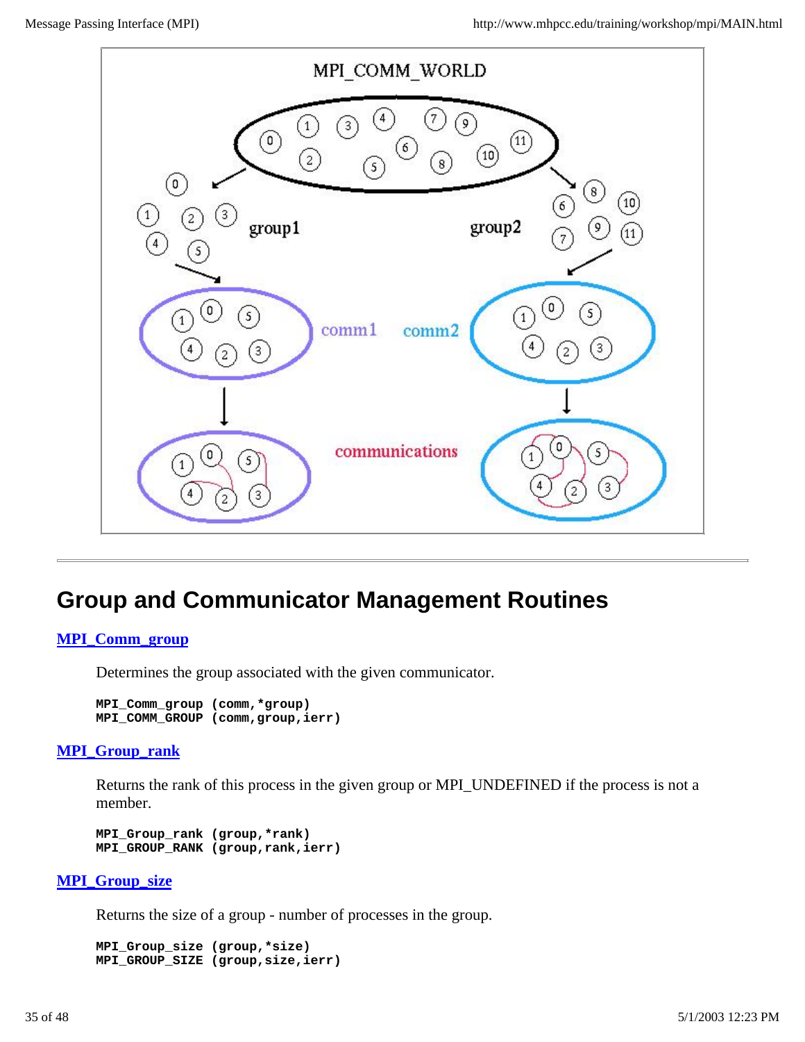## Group and Communicator Management Routines

### MPI_Comm_group

Determines the group associated with the given communicator.

```
MPI_Comm_group (comm,*group)
MPI_COMM_GROUP (comm,group,ierr)
```

### MPI_Group_rank

Returns the rank of this process in the given group or MPI_UNDEFINED if the process is not a member.

```
MPI_Group_rank (group,*rank)
MPI_GROUP_RANK (group,rank,ierr)
```

### MPI_Group_size

Returns the size of a group - number of processes in the group.

```
MPI_Group_size (group,*size)
MPI_GROUP_SIZE (group,size,ierr)
```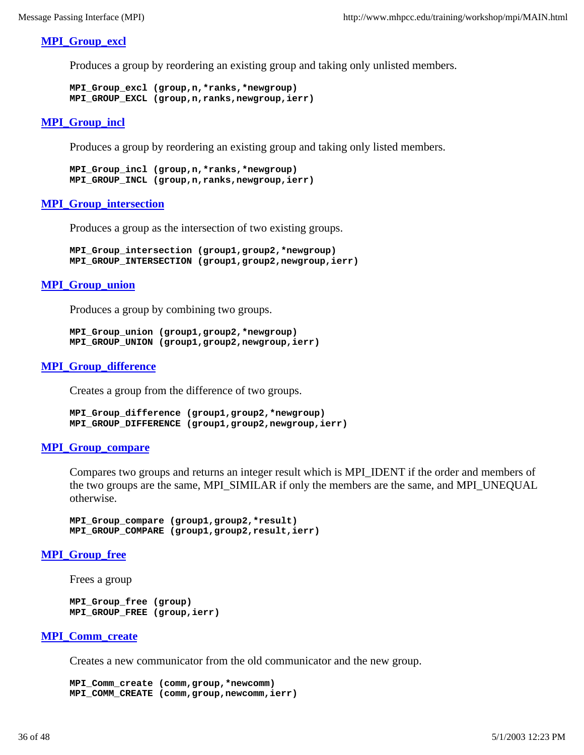### MPI_Group_excl

Produces a group by reordering an existing group and taking only unlisted members.

```
MPI_Group_excl (group,n,*ranks,*newgroup)
MPI_GROUP_EXCL (group,n,ranks,newgroup,ierr)
```

### MPI_Group_incl

Produces a group by reordering an existing group and taking only listed members.

```
MPI_Group_incl (group,n,*ranks,*newgroup)
MPI_GROUP_INCL (group,n,ranks,newgroup,ierr)
```

### MPI_Group_intersection

Produces a group as the intersection of two existing groups.

```
MPI_Group_intersection (group1,group2,*newgroup)
MPI_GROUP_INTERSECTION (group1,group2,newgroup,ierr)
```

### MPI_Group_union

Produces a group by combining two groups.

```
MPI_Group_union (group1,group2,*newgroup)
MPI_GROUP_UNION (group1,group2,newgroup,ierr)
```

### MPI_Group_difference

Creates a group from the difference of two groups.

```
MPI_Group_difference (group1,group2,*newgroup)
MPI_GROUP_DIFFERENCE (group1,group2,newgroup,ierr)
```

### MPI_Group_compare

Compares two groups and returns an integer result which is MPI_IDENT if the order and members of the two groups are the same, MPI_SIMILAR if only the members are the same, and MPI_UNEQUAL otherwise.

```
MPI_Group_compare (group1,group2,*result)
MPI_GROUP_COMPARE (group1,group2,result,ierr)
```

### MPI_Group_free

Frees a group

```
MPI_Group_free (group)
MPI_GROUP_FREE (group,ierr)
```

### MPI_Comm_create

Creates a new communicator from the old communicator and the new group.

```
MPI_Comm_create (comm,group,*newcomm)
MPI_COMM_CREATE (comm,group,newcomm,ierr)
```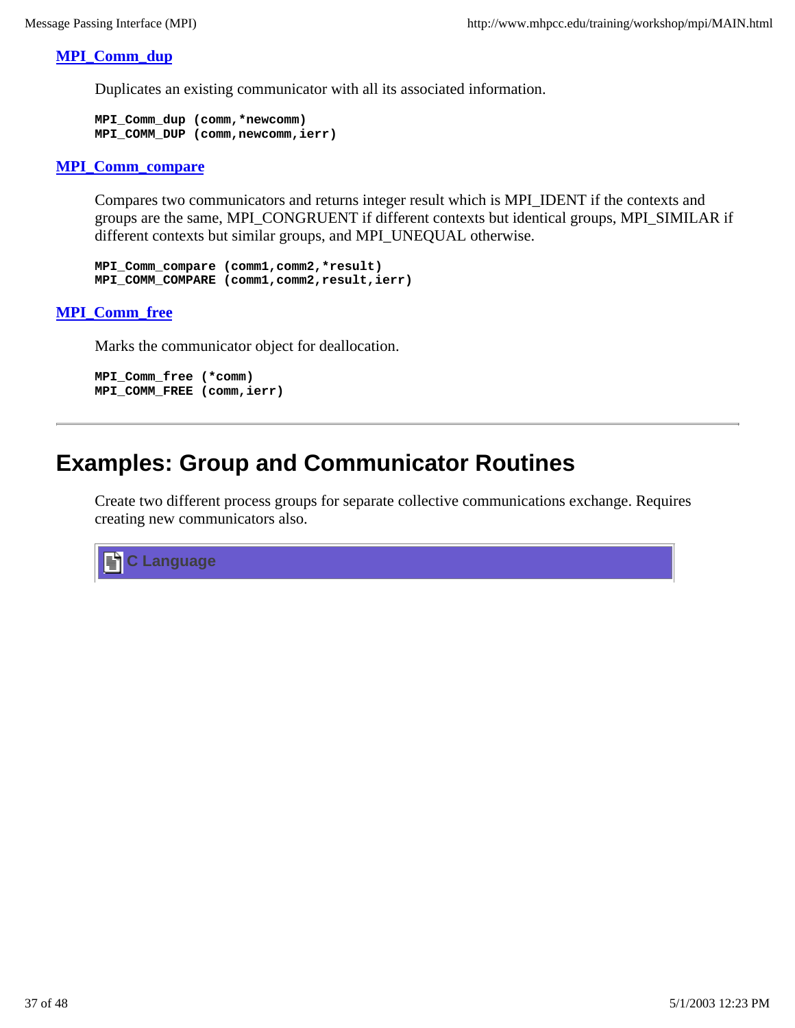### MPI_Comm_dup

Duplicates an existing communicator with all its associated information.

```
MPI_Comm_dup (comm,*newcomm)
MPI_COMM_DUP (comm,newcomm,ierr)
```

### MPI_Comm_compare

Compares two communicators and returns integer result which is MPI_IDENT if the contexts and groups are the same, MPI_CONGRUENT if different contexts but identical groups, MPI_SIMILAR if different contexts but similar groups, and MPI_UNEQUAL otherwise.

```
MPI_Comm_compare (comm1,comm2,*result)
MPI_COMM_COMPARE (comm1,comm2,result,ierr)
```

### MPI_Comm_free

Marks the communicator object for deallocation.

```
MPI_Comm_free (*comm)
MPI_COMM_FREE (comm,ierr)
```

---

## Examples: Group and Communicator Routines

Create two different process groups for separate collective communications exchange. Requires creating new communicators also.

**C Language**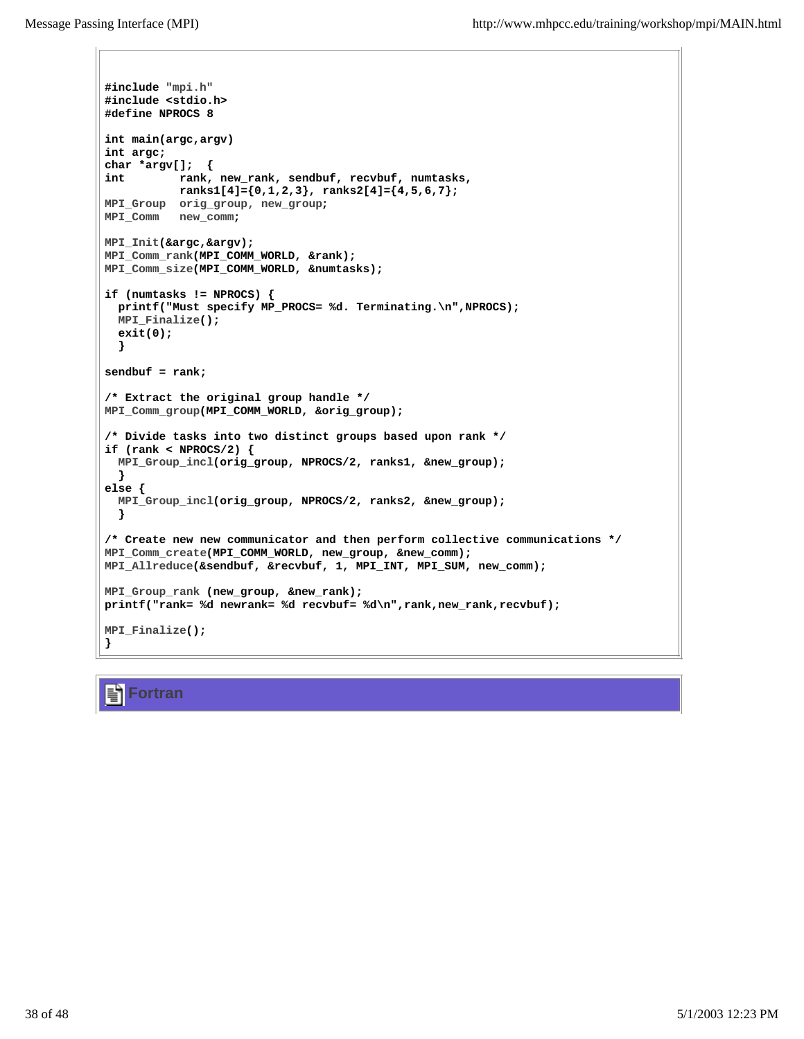```c
#include "mpi.h"
#include <stdio.h>
#define NPROCS 8

int main(argc,argv)
int argc;
char *argv[];  {
int        rank, new_rank, sendbuf, recvbuf, numtasks,
           ranks1[4]={0,1,2,3}, ranks2[4]={4,5,6,7};
MPI_Group  orig_group, new_group;
MPI_Comm   new_comm;

MPI_Init(&argc,&argv);
MPI_Comm_rank(MPI_COMM_WORLD, &rank);
MPI_Comm_size(MPI_COMM_WORLD, &numtasks);

if (numtasks != NPROCS) {
  printf("Must specify MP_PROCS= %d. Terminating.\n",NPROCS);
  MPI_Finalize();
  exit(0);
  }

sendbuf = rank;

/* Extract the original group handle */
MPI_Comm_group(MPI_COMM_WORLD, &orig_group);

/* Divide tasks into two distinct groups based upon rank */
if (rank < NPROCS/2) {
  MPI_Group_incl(orig_group, NPROCS/2, ranks1, &new_group);
  }
else {
  MPI_Group_incl(orig_group, NPROCS/2, ranks2, &new_group);
  }

/* Create new new communicator and then perform collective communications */
MPI_Comm_create(MPI_COMM_WORLD, new_group, &new_comm);
MPI_Allreduce(&sendbuf, &recvbuf, 1, MPI_INT, MPI_SUM, new_comm);

MPI_Group_rank (new_group, &new_rank);
printf("rank= %d newrank= %d recvbuf= %d\n",rank,new_rank,recvbuf);

MPI_Finalize();
}
```

## Fortran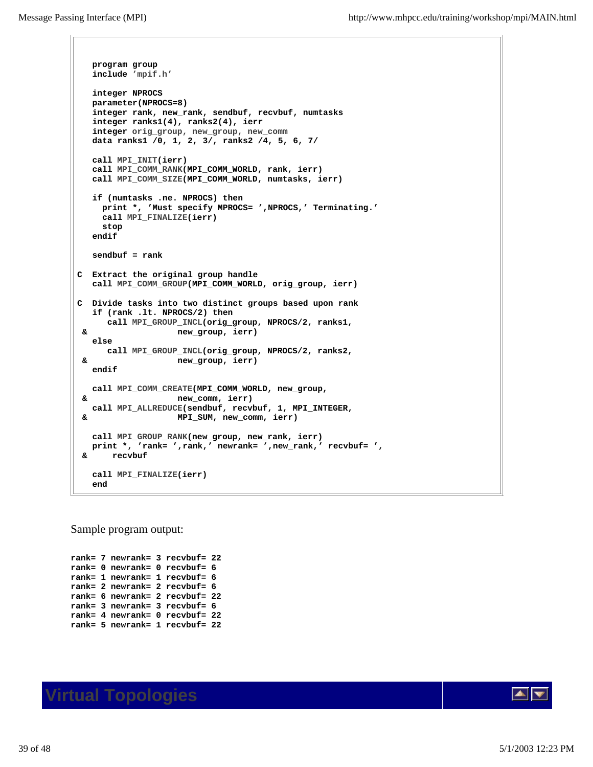```fortran
   program group
   include 'mpif.h'

   integer NPROCS
   parameter(NPROCS=8)
   integer rank, new_rank, sendbuf, recvbuf, numtasks
   integer ranks1(4), ranks2(4), ierr
   integer orig_group, new_group, new_comm
   data ranks1 /0, 1, 2, 3/, ranks2 /4, 5, 6, 7/

   call MPI_INIT(ierr)
   call MPI_COMM_RANK(MPI_COMM_WORLD, rank, ierr)
   call MPI_COMM_SIZE(MPI_COMM_WORLD, numtasks, ierr)

   if (numtasks .ne. NPROCS) then
     print *, 'Must specify MPROCS= ',NPROCS,' Terminating.'
     call MPI_FINALIZE(ierr)
     stop
   endif

   sendbuf = rank

C  Extract the original group handle
   call MPI_COMM_GROUP(MPI_COMM_WORLD, orig_group, ierr)

C  Divide tasks into two distinct groups based upon rank
   if (rank .lt. NPROCS/2) then
      call MPI_GROUP_INCL(orig_group, NPROCS/2, ranks1,
 &                    new_group, ierr)
   else
      call MPI_GROUP_INCL(orig_group, NPROCS/2, ranks2,
 &                    new_group, ierr)
   endif

   call MPI_COMM_CREATE(MPI_COMM_WORLD, new_group,
 &                    new_comm, ierr)
   call MPI_ALLREDUCE(sendbuf, recvbuf, 1, MPI_INTEGER,
 &                    MPI_SUM, new_comm, ierr)

   call MPI_GROUP_RANK(new_group, new_rank, ierr)
   print *, 'rank= ',rank,' newrank= ',new_rank,' recvbuf= ',
 &     recvbuf

   call MPI_FINALIZE(ierr)
   end
```

Sample program output:

```
rank= 7 newrank= 3 recvbuf= 22
rank= 0 newrank= 0 recvbuf= 6
rank= 1 newrank= 1 recvbuf= 6
rank= 2 newrank= 2 recvbuf= 6
rank= 6 newrank= 2 recvbuf= 22
rank= 3 newrank= 3 recvbuf= 6
rank= 4 newrank= 0 recvbuf= 22
rank= 5 newrank= 1 recvbuf= 22
```

# Virtual Topologies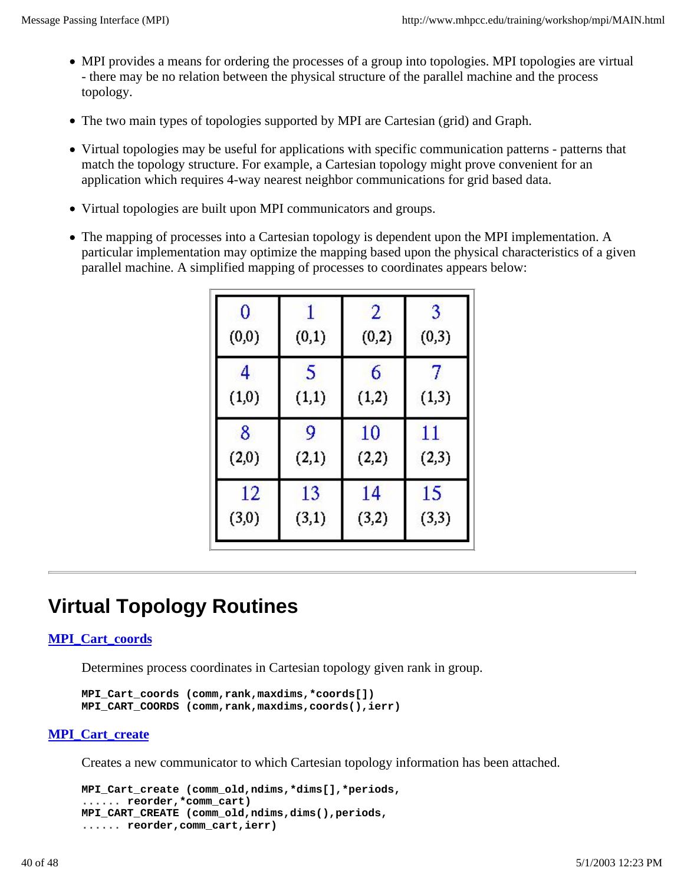- MPI provides a means for ordering the processes of a group into topologies. MPI topologies are virtual - there may be no relation between the physical structure of the parallel machine and the process topology.
- The two main types of topologies supported by MPI are Cartesian (grid) and Graph.
- Virtual topologies may be useful for applications with specific communication patterns - patterns that match the topology structure. For example, a Cartesian topology might prove convenient for an application which requires 4-way nearest neighbor communications for grid based data.
- Virtual topologies are built upon MPI communicators and groups.
- The mapping of processes into a Cartesian topology is dependent upon the MPI implementation. A particular implementation may optimize the mapping based upon the physical characteristics of a given parallel machine. A simplified mapping of processes to coordinates appears below:

| | | | |
|---|---|---|---|
| 0 (0,0) | 1 (0,1) | 2 (0,2) | 3 (0,3) |
| 4 (1,0) | 5 (1,1) | 6 (1,2) | 7 (1,3) |
| 8 (2,0) | 9 (2,1) | 10 (2,2) | 11 (2,3) |
| 12 (3,0) | 13 (3,1) | 14 (3,2) | 15 (3,3) |

---

## Virtual Topology Routines

### MPI_Cart_coords

Determines process coordinates in Cartesian topology given rank in group.

```
MPI_Cart_coords (comm,rank,maxdims,*coords[])
MPI_CART_COORDS (comm,rank,maxdims,coords(),ierr)
```

### MPI_Cart_create

Creates a new communicator to which Cartesian topology information has been attached.

```
MPI_Cart_create (comm_old,ndims,*dims[],*periods,
...... reorder,*comm_cart)
MPI_CART_CREATE (comm_old,ndims,dims(),periods,
...... reorder,comm_cart,ierr)
```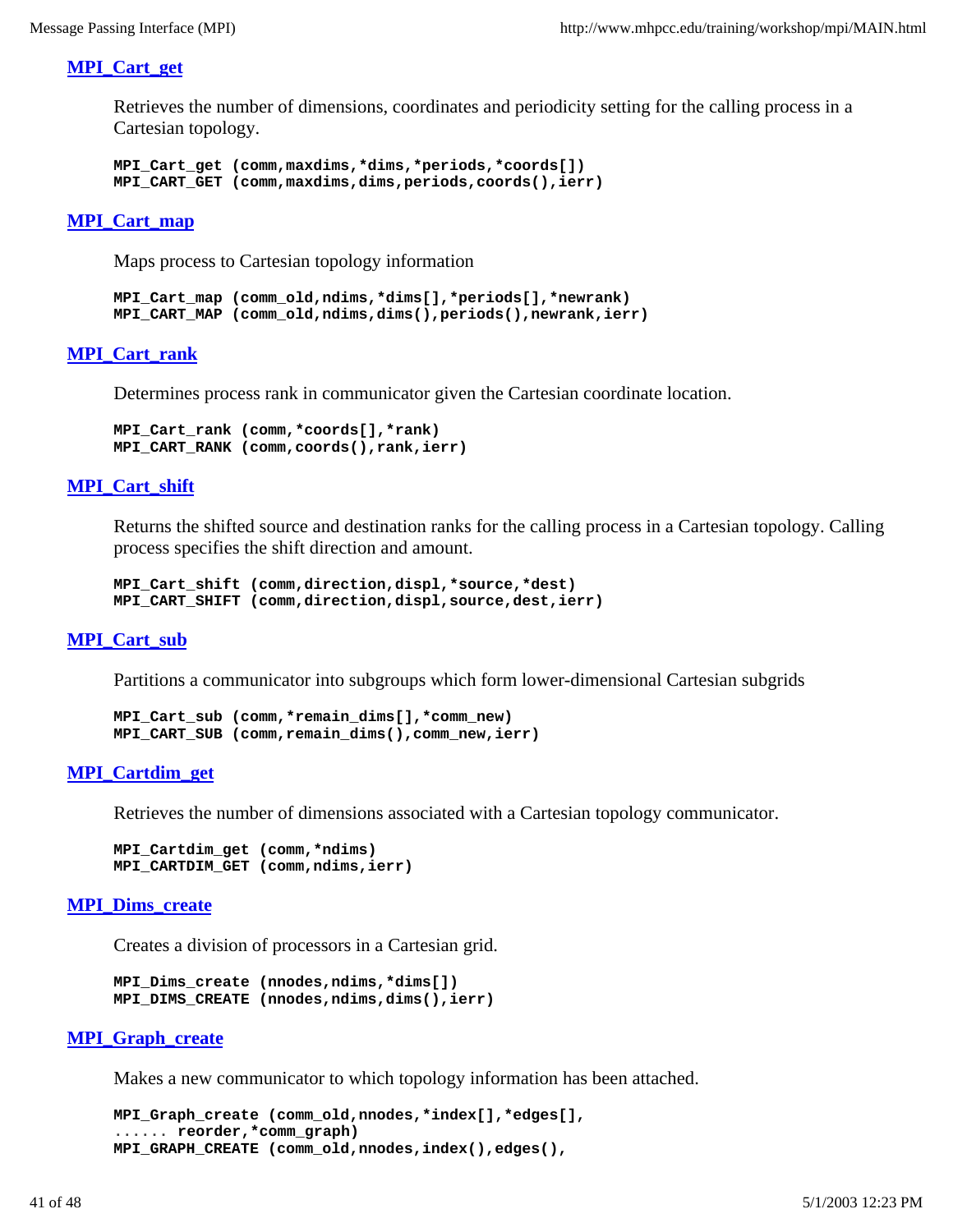### MPI_Cart_get

Retrieves the number of dimensions, coordinates and periodicity setting for the calling process in a Cartesian topology.

```
MPI_Cart_get (comm,maxdims,*dims,*periods,*coords[])
MPI_CART_GET (comm,maxdims,dims,periods,coords(),ierr)
```

### MPI_Cart_map

Maps process to Cartesian topology information

```
MPI_Cart_map (comm_old,ndims,*dims[],*periods[],*newrank)
MPI_CART_MAP (comm_old,ndims,dims(),periods(),newrank,ierr)
```

### MPI_Cart_rank

Determines process rank in communicator given the Cartesian coordinate location.

```
MPI_Cart_rank (comm,*coords[],*rank)
MPI_CART_RANK (comm,coords(),rank,ierr)
```

### MPI_Cart_shift

Returns the shifted source and destination ranks for the calling process in a Cartesian topology. Calling process specifies the shift direction and amount.

```
MPI_Cart_shift (comm,direction,displ,*source,*dest)
MPI_CART_SHIFT (comm,direction,displ,source,dest,ierr)
```

### MPI_Cart_sub

Partitions a communicator into subgroups which form lower-dimensional Cartesian subgrids

```
MPI_Cart_sub (comm,*remain_dims[],*comm_new)
MPI_CART_SUB (comm,remain_dims(),comm_new,ierr)
```

### MPI_Cartdim_get

Retrieves the number of dimensions associated with a Cartesian topology communicator.

```
MPI_Cartdim_get (comm,*ndims)
MPI_CARTDIM_GET (comm,ndims,ierr)
```

### MPI_Dims_create

Creates a division of processors in a Cartesian grid.

```
MPI_Dims_create (nnodes,ndims,*dims[])
MPI_DIMS_CREATE (nnodes,ndims,dims(),ierr)
```

### MPI_Graph_create

Makes a new communicator to which topology information has been attached.

```
MPI_Graph_create (comm_old,nnodes,*index[],*edges[],
...... reorder,*comm_graph)
MPI_GRAPH_CREATE (comm_old,nnodes,index(),edges(),
```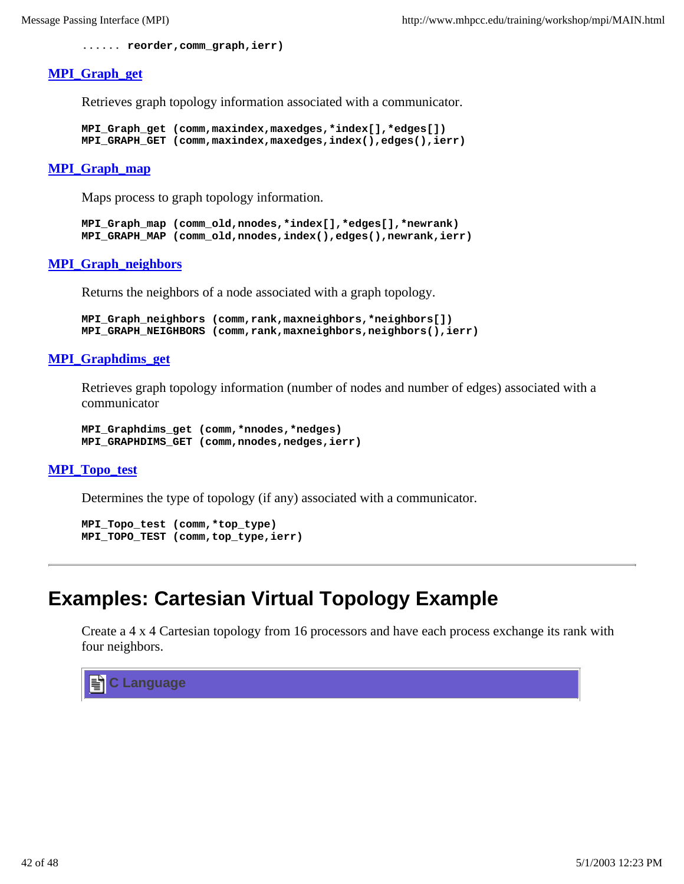```
...... reorder,comm_graph,ierr)
```

### MPI_Graph_get

Retrieves graph topology information associated with a communicator.

```
MPI_Graph_get (comm,maxindex,maxedges,*index[],*edges[])
MPI_GRAPH_GET (comm,maxindex,maxedges,index(),edges(),ierr)
```

### MPI_Graph_map

Maps process to graph topology information.

```
MPI_Graph_map (comm_old,nnodes,*index[],*edges[],*newrank)
MPI_GRAPH_MAP (comm_old,nnodes,index(),edges(),newrank,ierr)
```

### MPI_Graph_neighbors

Returns the neighbors of a node associated with a graph topology.

```
MPI_Graph_neighbors (comm,rank,maxneighbors,*neighbors[])
MPI_GRAPH_NEIGHBORS (comm,rank,maxneighbors,neighbors(),ierr)
```

### MPI_Graphdims_get

Retrieves graph topology information (number of nodes and number of edges) associated with a communicator

```
MPI_Graphdims_get (comm,*nnodes,*nedges)
MPI_GRAPHDIMS_GET (comm,nnodes,nedges,ierr)
```

### MPI_Topo_test

Determines the type of topology (if any) associated with a communicator.

```
MPI_Topo_test (comm,*top_type)
MPI_TOPO_TEST (comm,top_type,ierr)
```

---

# Examples: Cartesian Virtual Topology Example

Create a 4 x 4 Cartesian topology from 16 processors and have each process exchange its rank with four neighbors.

**C Language**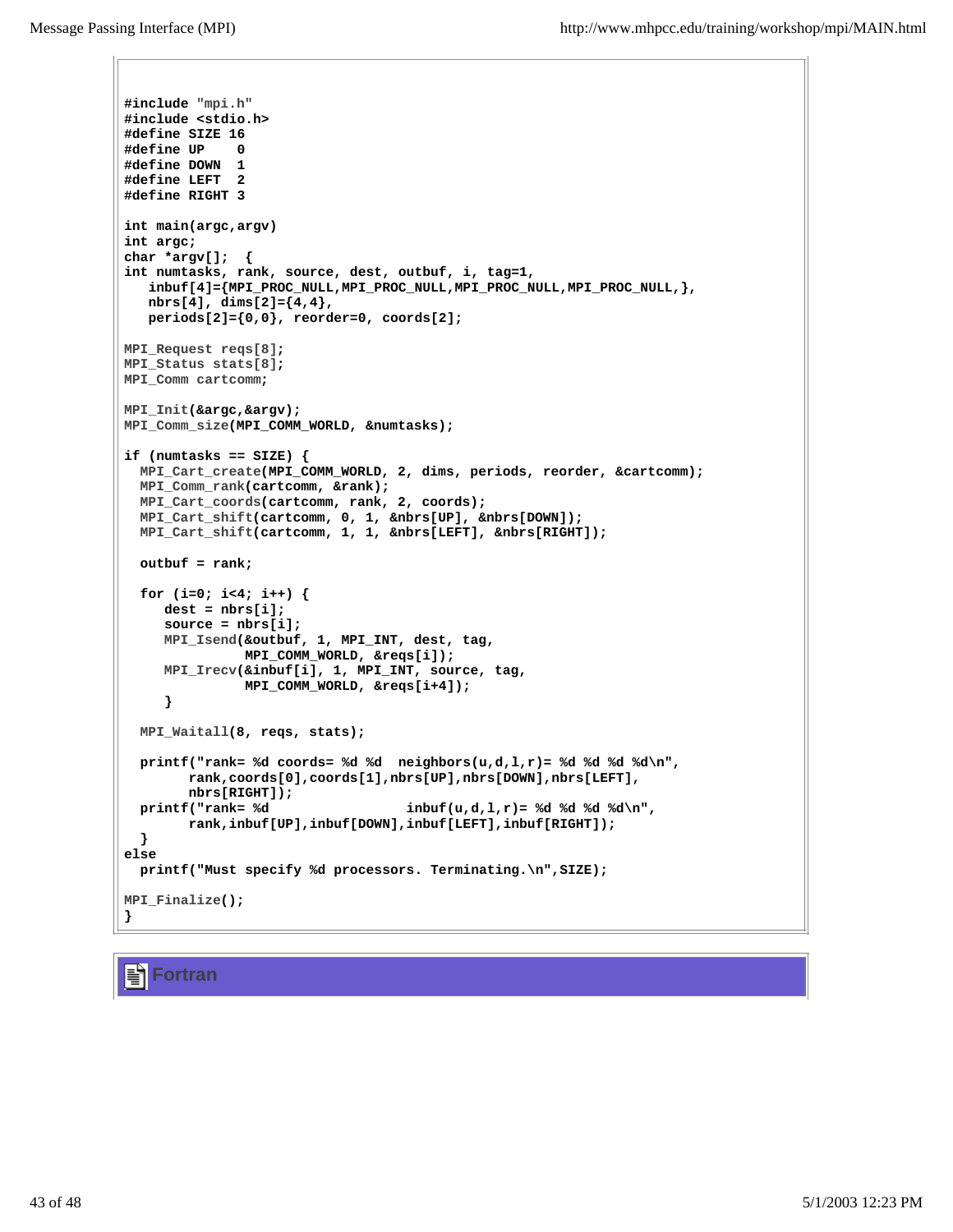```
#include "mpi.h"
#include <stdio.h>
#define SIZE 16
#define UP    0
#define DOWN  1
#define LEFT  2
#define RIGHT 3

int main(argc,argv)
int argc;
char *argv[];  {
int numtasks, rank, source, dest, outbuf, i, tag=1,
   inbuf[4]={MPI_PROC_NULL,MPI_PROC_NULL,MPI_PROC_NULL,MPI_PROC_NULL,},
   nbrs[4], dims[2]={4,4},
   periods[2]={0,0}, reorder=0, coords[2];

MPI_Request reqs[8];
MPI_Status stats[8];
MPI_Comm cartcomm;

MPI_Init(&argc,&argv);
MPI_Comm_size(MPI_COMM_WORLD, &numtasks);

if (numtasks == SIZE) {
  MPI_Cart_create(MPI_COMM_WORLD, 2, dims, periods, reorder, &cartcomm);
  MPI_Comm_rank(cartcomm, &rank);
  MPI_Cart_coords(cartcomm, rank, 2, coords);
  MPI_Cart_shift(cartcomm, 0, 1, &nbrs[UP], &nbrs[DOWN]);
  MPI_Cart_shift(cartcomm, 1, 1, &nbrs[LEFT], &nbrs[RIGHT]);

  outbuf = rank;

  for (i=0; i<4; i++) {
     dest = nbrs[i];
     source = nbrs[i];
     MPI_Isend(&outbuf, 1, MPI_INT, dest, tag,
               MPI_COMM_WORLD, &reqs[i]);
     MPI_Irecv(&inbuf[i], 1, MPI_INT, source, tag,
               MPI_COMM_WORLD, &reqs[i+4]);
     }

  MPI_Waitall(8, reqs, stats);

  printf("rank= %d coords= %d %d  neighbors(u,d,l,r)= %d %d %d %d\n",
        rank,coords[0],coords[1],nbrs[UP],nbrs[DOWN],nbrs[LEFT],
        nbrs[RIGHT]);
  printf("rank= %d                 inbuf(u,d,l,r)= %d %d %d %d\n",
        rank,inbuf[UP],inbuf[DOWN],inbuf[LEFT],inbuf[RIGHT]);
  }
else
  printf("Must specify %d processors. Terminating.\n",SIZE);

MPI_Finalize();
}
```

## Fortran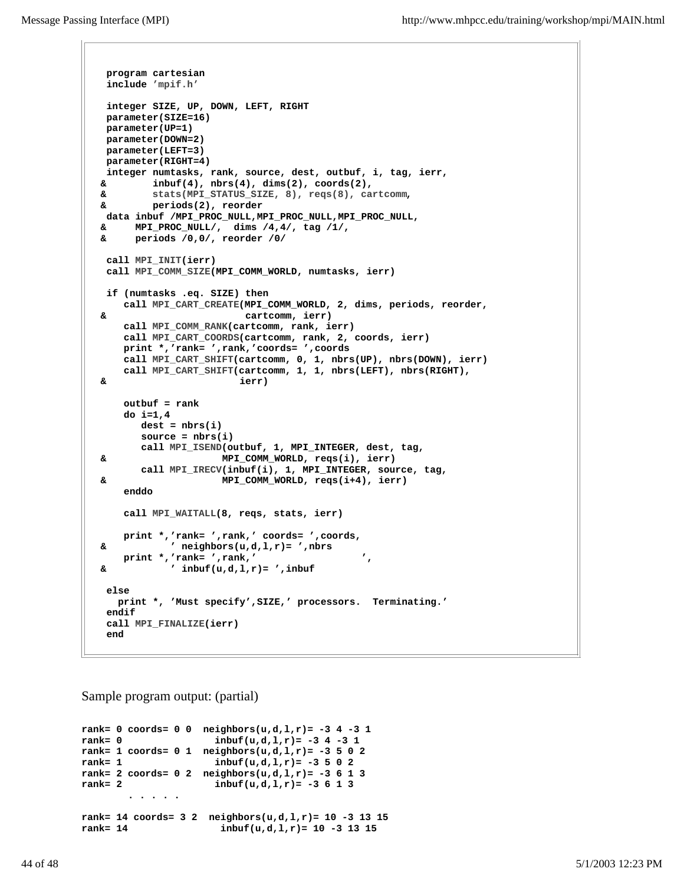```
   program cartesian
   include 'mpif.h'

   integer SIZE, UP, DOWN, LEFT, RIGHT
   parameter(SIZE=16)
   parameter(UP=1)
   parameter(DOWN=2)
   parameter(LEFT=3)
   parameter(RIGHT=4)
   integer numtasks, rank, source, dest, outbuf, i, tag, ierr,
  &        inbuf(4), nbrs(4), dims(2), coords(2),
  &        stats(MPI_STATUS_SIZE, 8), reqs(8), cartcomm,
  &        periods(2), reorder
   data inbuf /MPI_PROC_NULL,MPI_PROC_NULL,MPI_PROC_NULL,
  &     MPI_PROC_NULL/,  dims /4,4/, tag /1/,
  &     periods /0,0/, reorder /0/

   call MPI_INIT(ierr)
   call MPI_COMM_SIZE(MPI_COMM_WORLD, numtasks, ierr)

   if (numtasks .eq. SIZE) then
      call MPI_CART_CREATE(MPI_COMM_WORLD, 2, dims, periods, reorder,
  &                        cartcomm, ierr)
      call MPI_COMM_RANK(cartcomm, rank, ierr)
      call MPI_CART_COORDS(cartcomm, rank, 2, coords, ierr)
      print *,'rank= ',rank,'coords= ',coords
      call MPI_CART_SHIFT(cartcomm, 0, 1, nbrs(UP), nbrs(DOWN), ierr)
      call MPI_CART_SHIFT(cartcomm, 1, 1, nbrs(LEFT), nbrs(RIGHT),
  &                       ierr)

      outbuf = rank
      do i=1,4
         dest = nbrs(i)
         source = nbrs(i)
         call MPI_ISEND(outbuf, 1, MPI_INTEGER, dest, tag,
  &                    MPI_COMM_WORLD, reqs(i), ierr)
         call MPI_IRECV(inbuf(i), 1, MPI_INTEGER, source, tag,
  &                    MPI_COMM_WORLD, reqs(i+4), ierr)
      enddo

      call MPI_WAITALL(8, reqs, stats, ierr)

      print *,'rank= ',rank,' coords= ',coords,
  &           ' neighbors(u,d,l,r)= ',nbrs
      print *,'rank= ',rank,'                  ',
  &           ' inbuf(u,d,l,r)= ',inbuf

   else
     print *, 'Must specify',SIZE,' processors.  Terminating.'
   endif
   call MPI_FINALIZE(ierr)
   end
```

Sample program output: (partial)

```
rank= 0 coords= 0 0  neighbors(u,d,l,r)= -3 4 -3 1
rank= 0               inbuf(u,d,l,r)= -3 4 -3 1
rank= 1 coords= 0 1  neighbors(u,d,l,r)= -3 5 0 2
rank= 1               inbuf(u,d,l,r)= -3 5 0 2
rank= 2 coords= 0 2  neighbors(u,d,l,r)= -3 6 1 3
rank= 2               inbuf(u,d,l,r)= -3 6 1 3
        . . . . .

rank= 14 coords= 3 2  neighbors(u,d,l,r)= 10 -3 13 15
rank= 14               inbuf(u,d,l,r)= 10 -3 13 15
```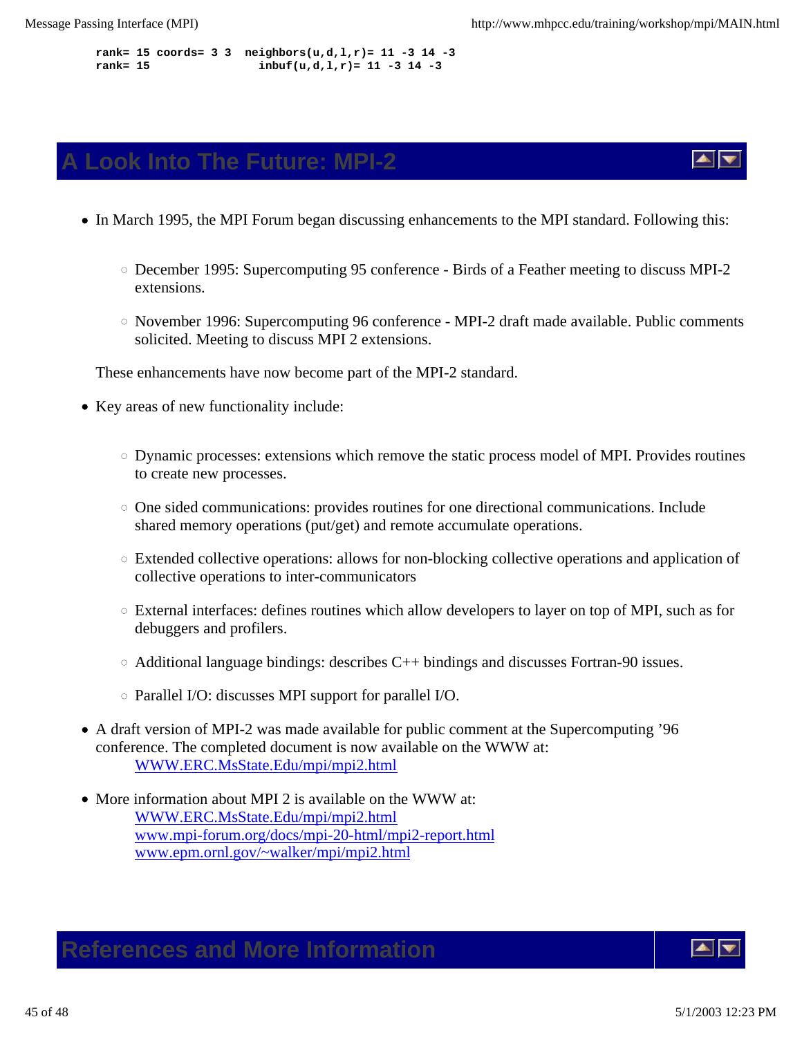```
rank= 15 coords= 3 3  neighbors(u,d,l,r)= 11 -3 14 -3
rank= 15               inbuf(u,d,l,r)= 11 -3 14 -3
```

## A Look Into The Future: MPI-2

- In March 1995, the MPI Forum began discussing enhancements to the MPI standard. Following this:
  - December 1995: Supercomputing 95 conference - Birds of a Feather meeting to discuss MPI-2 extensions.
  - November 1996: Supercomputing 96 conference - MPI-2 draft made available. Public comments solicited. Meeting to discuss MPI 2 extensions.

  These enhancements have now become part of the MPI-2 standard.

- Key areas of new functionality include:
  - Dynamic processes: extensions which remove the static process model of MPI. Provides routines to create new processes.
  - One sided communications: provides routines for one directional communications. Include shared memory operations (put/get) and remote accumulate operations.
  - Extended collective operations: allows for non-blocking collective operations and application of collective operations to inter-communicators
  - External interfaces: defines routines which allow developers to layer on top of MPI, such as for debuggers and profilers.
  - Additional language bindings: describes C++ bindings and discusses Fortran-90 issues.
  - Parallel I/O: discusses MPI support for parallel I/O.
- A draft version of MPI-2 was made available for public comment at the Supercomputing '96 conference. The completed document is now available on the WWW at:
  WWW.ERC.MsState.Edu/mpi/mpi2.html
- More information about MPI 2 is available on the WWW at:
  WWW.ERC.MsState.Edu/mpi/mpi2.html
  www.mpi-forum.org/docs/mpi-20-html/mpi2-report.html
  www.epm.ornl.gov/~walker/mpi/mpi2.html

## References and More Information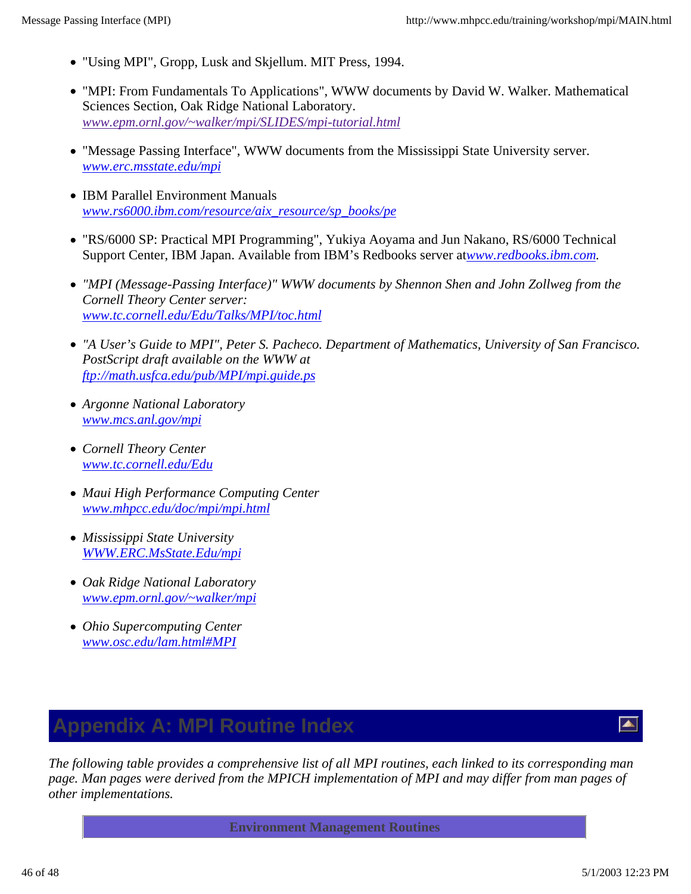- "Using MPI", Gropp, Lusk and Skjellum. MIT Press, 1994.

- "MPI: From Fundamentals To Applications", WWW documents by David W. Walker. Mathematical Sciences Section, Oak Ridge National Laboratory.
  *www.epm.ornl.gov/~walker/mpi/SLIDES/mpi-tutorial.html*

- "Message Passing Interface", WWW documents from the Mississippi State University server.
  *www.erc.msstate.edu/mpi*

- IBM Parallel Environment Manuals
  *www.rs6000.ibm.com/resource/aix_resource/sp_books/pe*

- "RS/6000 SP: Practical MPI Programming", Yukiya Aoyama and Jun Nakano, RS/6000 Technical Support Center, IBM Japan. Available from IBM's Redbooks server at*www.redbooks.ibm.com*.

- *"MPI (Message-Passing Interface)" WWW documents by Shennon Shen and John Zollweg from the Cornell Theory Center server:*
  *www.tc.cornell.edu/Edu/Talks/MPI/toc.html*

- *"A User's Guide to MPI", Peter S. Pacheco. Department of Mathematics, University of San Francisco. PostScript draft available on the WWW at*
  *ftp://math.usfca.edu/pub/MPI/mpi.guide.ps*

- *Argonne National Laboratory*
  *www.mcs.anl.gov/mpi*

- *Cornell Theory Center*
  *www.tc.cornell.edu/Edu*

- *Maui High Performance Computing Center*
  *www.mhpcc.edu/doc/mpi/mpi.html*

- *Mississippi State University*
  *WWW.ERC.MsState.Edu/mpi*

- *Oak Ridge National Laboratory*
  *www.epm.ornl.gov/~walker/mpi*

- *Ohio Supercomputing Center*
  *www.osc.edu/lam.html#MPI*

# Appendix A: MPI Routine Index

*The following table provides a comprehensive list of all MPI routines, each linked to its corresponding man page. Man pages were derived from the MPICH implementation of MPI and may differ from man pages of other implementations.*

| **Environment Management Routines** |
| --- |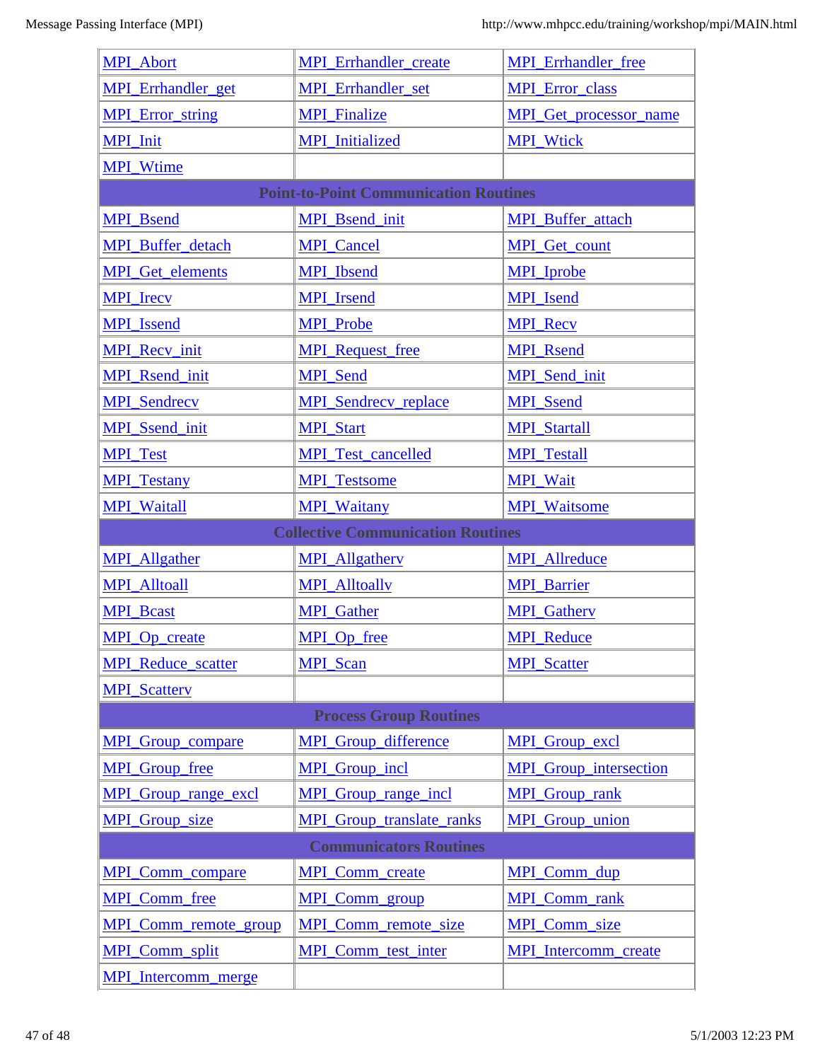| | | |
|---|---|---|
| MPI_Abort | MPI_Errhandler_create | MPI_Errhandler_free |
| MPI_Errhandler_get | MPI_Errhandler_set | MPI_Error_class |
| MPI_Error_string | MPI_Finalize | MPI_Get_processor_name |
| MPI_Init | MPI_Initialized | MPI_Wtick |
| MPI_Wtime | | |
| **Point-to-Point Communication Routines** | | |
| MPI_Bsend | MPI_Bsend_init | MPI_Buffer_attach |
| MPI_Buffer_detach | MPI_Cancel | MPI_Get_count |
| MPI_Get_elements | MPI_Ibsend | MPI_Iprobe |
| MPI_Irecv | MPI_Irsend | MPI_Isend |
| MPI_Issend | MPI_Probe | MPI_Recv |
| MPI_Recv_init | MPI_Request_free | MPI_Rsend |
| MPI_Rsend_init | MPI_Send | MPI_Send_init |
| MPI_Sendrecv | MPI_Sendrecv_replace | MPI_Ssend |
| MPI_Ssend_init | MPI_Start | MPI_Startall |
| MPI_Test | MPI_Test_cancelled | MPI_Testall |
| MPI_Testany | MPI_Testsome | MPI_Wait |
| MPI_Waitall | MPI_Waitany | MPI_Waitsome |
| **Collective Communication Routines** | | |
| MPI_Allgather | MPI_Allgatherv | MPI_Allreduce |
| MPI_Alltoall | MPI_Alltoallv | MPI_Barrier |
| MPI_Bcast | MPI_Gather | MPI_Gatherv |
| MPI_Op_create | MPI_Op_free | MPI_Reduce |
| MPI_Reduce_scatter | MPI_Scan | MPI_Scatter |
| MPI_Scatterv | | |
| **Process Group Routines** | | |
| MPI_Group_compare | MPI_Group_difference | MPI_Group_excl |
| MPI_Group_free | MPI_Group_incl | MPI_Group_intersection |
| MPI_Group_range_excl | MPI_Group_range_incl | MPI_Group_rank |
| MPI_Group_size | MPI_Group_translate_ranks | MPI_Group_union |
| **Communicators Routines** | | |
| MPI_Comm_compare | MPI_Comm_create | MPI_Comm_dup |
| MPI_Comm_free | MPI_Comm_group | MPI_Comm_rank |
| MPI_Comm_remote_group | MPI_Comm_remote_size | MPI_Comm_size |
| MPI_Comm_split | MPI_Comm_test_inter | MPI_Intercomm_create |
| MPI_Intercomm_merge | | |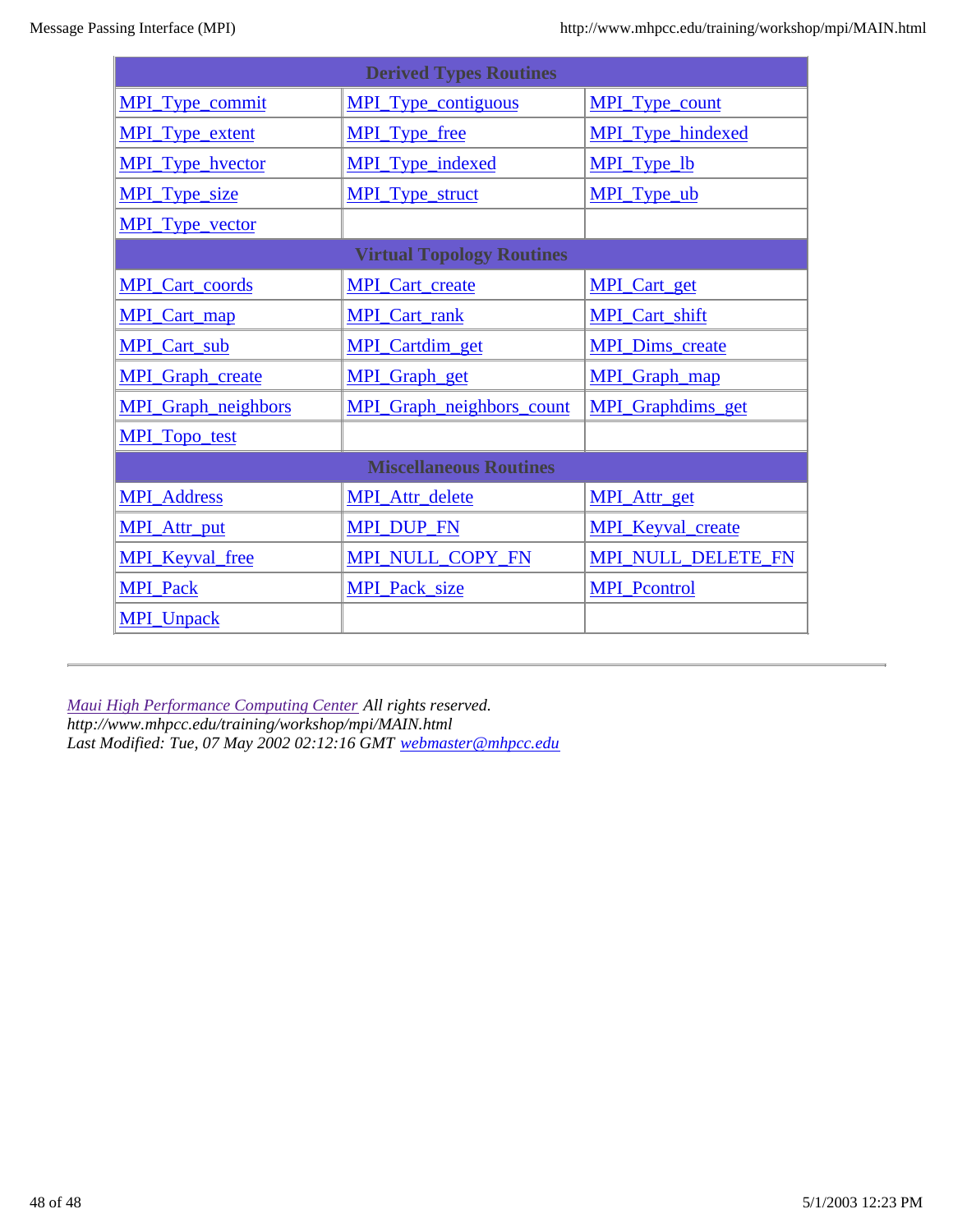| Derived Types Routines | | |
| --- | --- | --- |
| MPI_Type_commit | MPI_Type_contiguous | MPI_Type_count |
| MPI_Type_extent | MPI_Type_free | MPI_Type_hindexed |
| MPI_Type_hvector | MPI_Type_indexed | MPI_Type_lb |
| MPI_Type_size | MPI_Type_struct | MPI_Type_ub |
| MPI_Type_vector | | |
| **Virtual Topology Routines** | | |
| MPI_Cart_coords | MPI_Cart_create | MPI_Cart_get |
| MPI_Cart_map | MPI_Cart_rank | MPI_Cart_shift |
| MPI_Cart_sub | MPI_Cartdim_get | MPI_Dims_create |
| MPI_Graph_create | MPI_Graph_get | MPI_Graph_map |
| MPI_Graph_neighbors | MPI_Graph_neighbors_count | MPI_Graphdims_get |
| MPI_Topo_test | | |
| **Miscellaneous Routines** | | |
| MPI_Address | MPI_Attr_delete | MPI_Attr_get |
| MPI_Attr_put | MPI_DUP_FN | MPI_Keyval_create |
| MPI_Keyval_free | MPI_NULL_COPY_FN | MPI_NULL_DELETE_FN |
| MPI_Pack | MPI_Pack_size | MPI_Pcontrol |
| MPI_Unpack | | |

---

*Maui High Performance Computing Center All rights reserved.*
*http://www.mhpcc.edu/training/workshop/mpi/MAIN.html*
*Last Modified: Tue, 07 May 2002 02:12:16 GMT webmaster@mhpcc.edu*